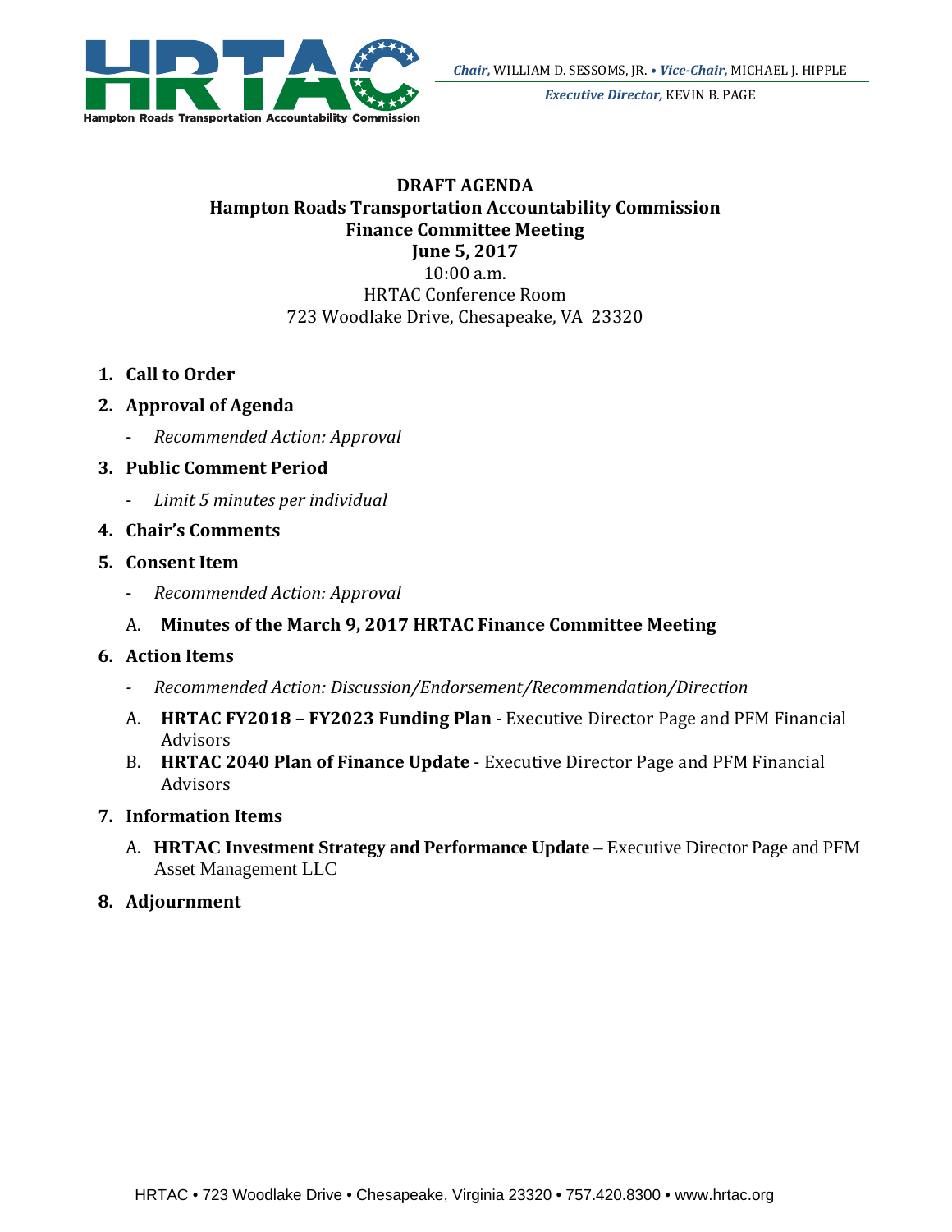Hampton Roads Transportation Accountability Commission

*Chair,* WILLIAM D. SESSOMS, JR. • *Vice-Chair,* MICHAEL J. HIPPLE

*Executive Director,* KEVIN B. PAGE

**DRAFT AGENDA**
**Hampton Roads Transportation Accountability Commission**
**Finance Committee Meeting**
**June 5, 2017**
10:00 a.m.
HRTAC Conference Room
723 Woodlake Drive, Chesapeake, VA 23320

1. **Call to Order**
2. **Approval of Agenda**
   - *Recommended Action: Approval*
3. **Public Comment Period**
   - *Limit 5 minutes per individual*
4. **Chair's Comments**
5. **Consent Item**
   - *Recommended Action: Approval*

   A. **Minutes of the March 9, 2017 HRTAC Finance Committee Meeting**
6. **Action Items**
   - *Recommended Action: Discussion/Endorsement/Recommendation/Direction*

   A. **HRTAC FY2018 – FY2023 Funding Plan** - Executive Director Page and PFM Financial Advisors

   B. **HRTAC 2040 Plan of Finance Update** - Executive Director Page and PFM Financial Advisors
7. **Information Items**

   A. **HRTAC Investment Strategy and Performance Update** – Executive Director Page and PFM Asset Management LLC
8. **Adjournment**

HRTAC • 723 Woodlake Drive • Chesapeake, Virginia 23320 • 757.420.8300 • www.hrtac.org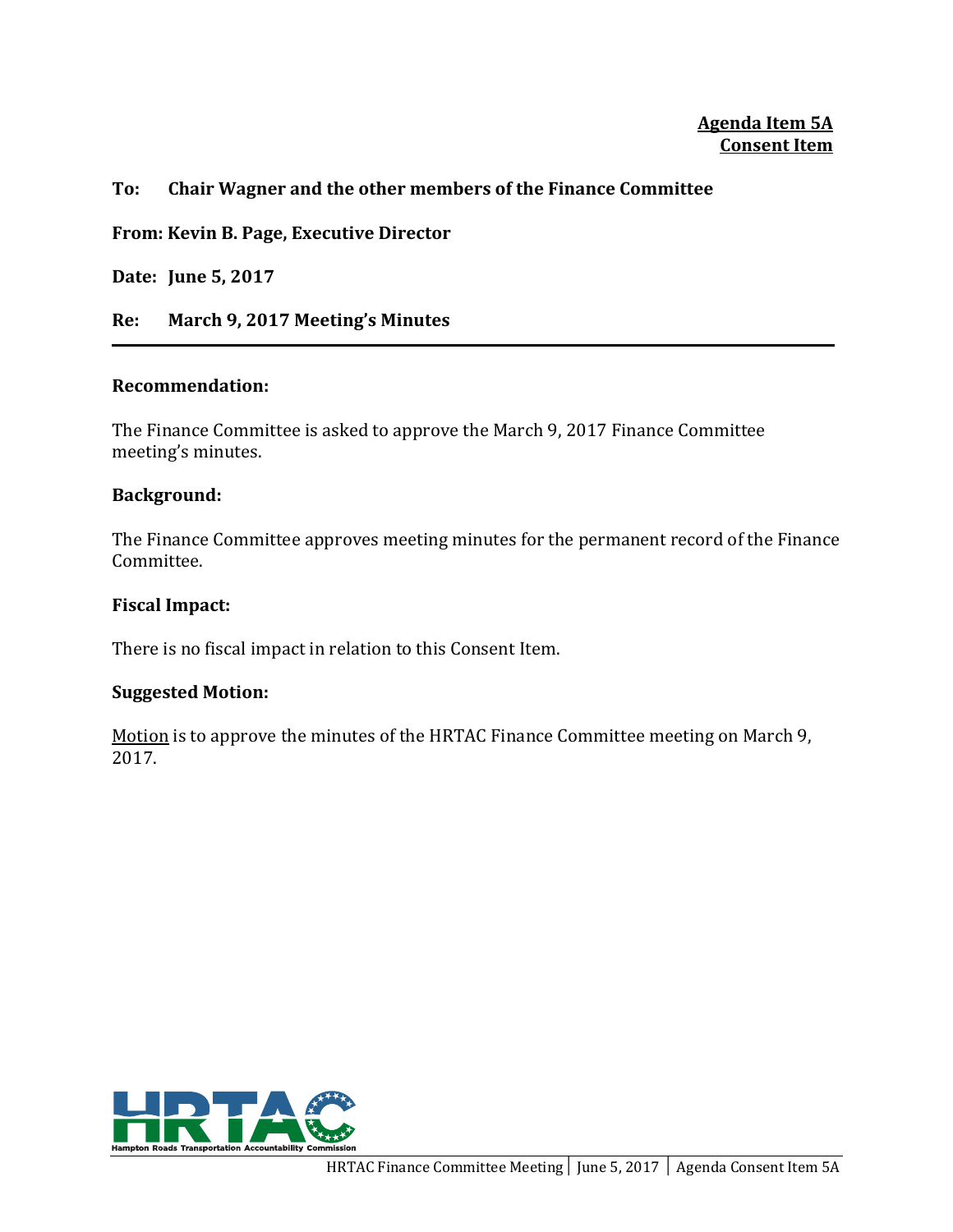**Agenda Item 5A**
**Consent Item**

**To: Chair Wagner and the other members of the Finance Committee**

**From: Kevin B. Page, Executive Director**

**Date: June 5, 2017**

**Re: March 9, 2017 Meeting's Minutes**

---

**Recommendation:**

The Finance Committee is asked to approve the March 9, 2017 Finance Committee meeting's minutes.

**Background:**

The Finance Committee approves meeting minutes for the permanent record of the Finance Committee.

**Fiscal Impact:**

There is no fiscal impact in relation to this Consent Item.

**Suggested Motion:**

Motion is to approve the minutes of the HRTAC Finance Committee meeting on March 9, 2017.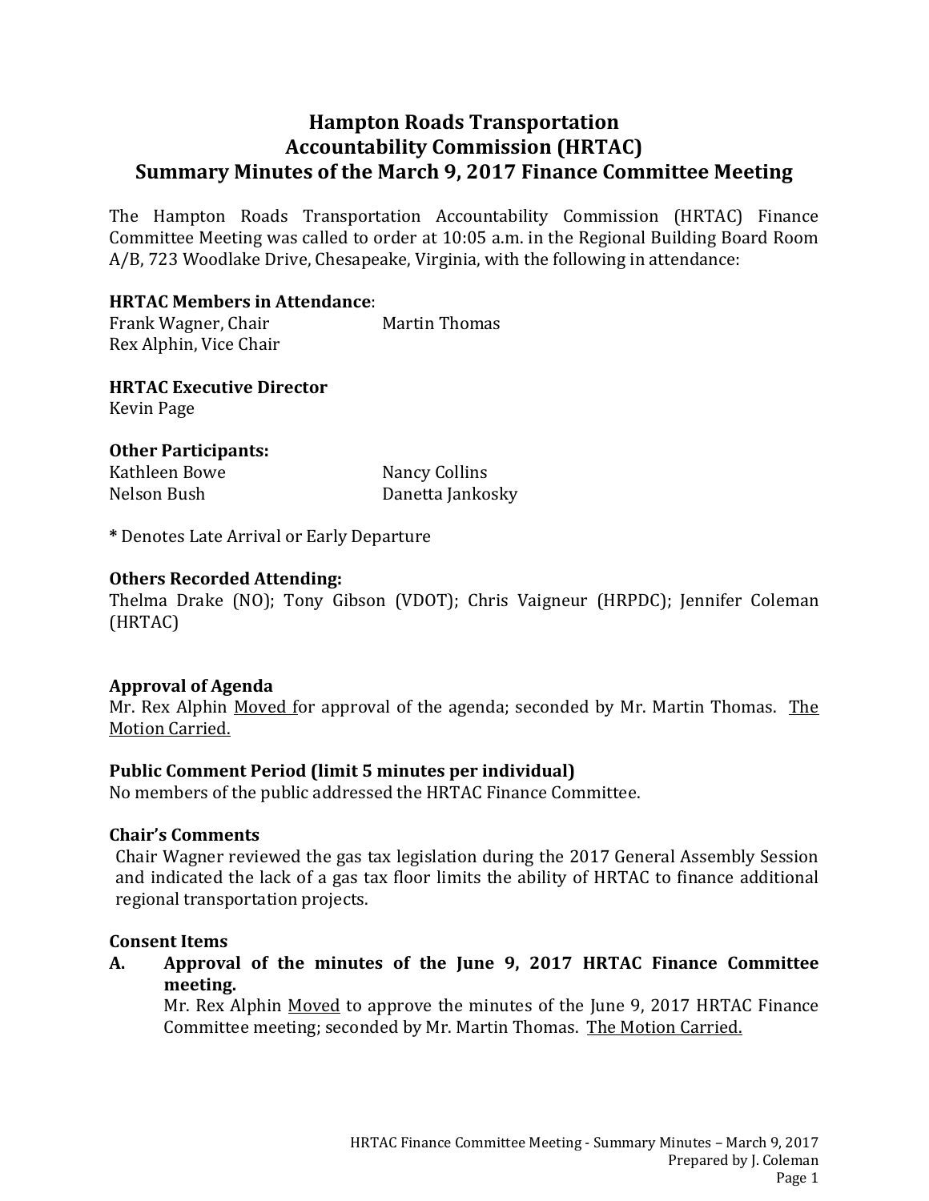# Hampton Roads Transportation Accountability Commission (HRTAC) Summary Minutes of the March 9, 2017 Finance Committee Meeting

The Hampton Roads Transportation Accountability Commission (HRTAC) Finance Committee Meeting was called to order at 10:05 a.m. in the Regional Building Board Room A/B, 723 Woodlake Drive, Chesapeake, Virginia, with the following in attendance:

**HRTAC Members in Attendance**:

Frank Wagner, Chair
Rex Alphin, Vice Chair
Martin Thomas

**HRTAC Executive Director**

Kevin Page

**Other Participants:**

Kathleen Bowe
Nelson Bush
Nancy Collins
Danetta Jankosky

**\*** Denotes Late Arrival or Early Departure

**Others Recorded Attending:**

Thelma Drake (NO); Tony Gibson (VDOT); Chris Vaigneur (HRPDC); Jennifer Coleman (HRTAC)

**Approval of Agenda**

Mr. Rex Alphin Moved for approval of the agenda; seconded by Mr. Martin Thomas. The Motion Carried.

**Public Comment Period (limit 5 minutes per individual)**

No members of the public addressed the HRTAC Finance Committee.

**Chair's Comments**

Chair Wagner reviewed the gas tax legislation during the 2017 General Assembly Session and indicated the lack of a gas tax floor limits the ability of HRTAC to finance additional regional transportation projects.

**Consent Items**

**A. Approval of the minutes of the June 9, 2017 HRTAC Finance Committee meeting.**

Mr. Rex Alphin Moved to approve the minutes of the June 9, 2017 HRTAC Finance Committee meeting; seconded by Mr. Martin Thomas. The Motion Carried.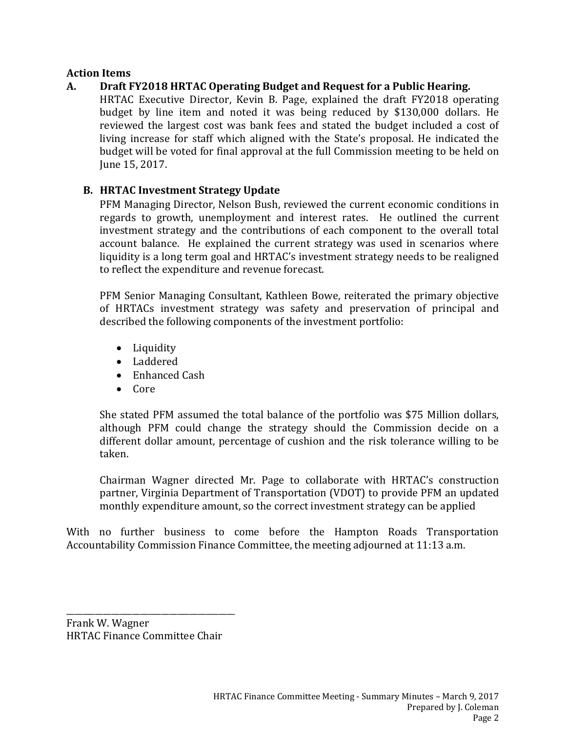**Action Items**

**A. Draft FY2018 HRTAC Operating Budget and Request for a Public Hearing.**

HRTAC Executive Director, Kevin B. Page, explained the draft FY2018 operating budget by line item and noted it was being reduced by $130,000 dollars. He reviewed the largest cost was bank fees and stated the budget included a cost of living increase for staff which aligned with the State's proposal. He indicated the budget will be voted for final approval at the full Commission meeting to be held on June 15, 2017.

**B. HRTAC Investment Strategy Update**

PFM Managing Director, Nelson Bush, reviewed the current economic conditions in regards to growth, unemployment and interest rates. He outlined the current investment strategy and the contributions of each component to the overall total account balance. He explained the current strategy was used in scenarios where liquidity is a long term goal and HRTAC's investment strategy needs to be realigned to reflect the expenditure and revenue forecast.

PFM Senior Managing Consultant, Kathleen Bowe, reiterated the primary objective of HRTACs investment strategy was safety and preservation of principal and described the following components of the investment portfolio:

- Liquidity
- Laddered
- Enhanced Cash
- Core

She stated PFM assumed the total balance of the portfolio was $75 Million dollars, although PFM could change the strategy should the Commission decide on a different dollar amount, percentage of cushion and the risk tolerance willing to be taken.

Chairman Wagner directed Mr. Page to collaborate with HRTAC's construction partner, Virginia Department of Transportation (VDOT) to provide PFM an updated monthly expenditure amount, so the correct investment strategy can be applied

With no further business to come before the Hampton Roads Transportation Accountability Commission Finance Committee, the meeting adjourned at 11:13 a.m.

\_\_\_\_\_\_\_\_\_\_\_\_\_\_\_\_\_\_\_\_\_\_\_\_\_\_\_\_\_\_\_\_\_\_\_\_\_\_

Frank W. Wagner
HRTAC Finance Committee Chair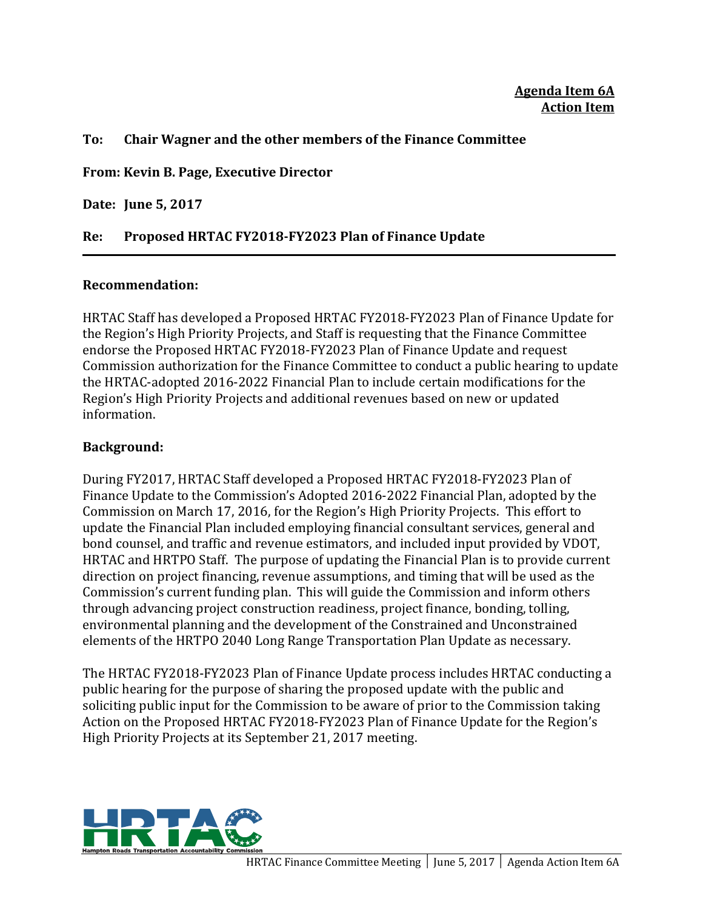**Agenda Item 6A**
**Action Item**

**To: Chair Wagner and the other members of the Finance Committee**

**From: Kevin B. Page, Executive Director**

**Date: June 5, 2017**

**Re: Proposed HRTAC FY2018-FY2023 Plan of Finance Update**

---

**Recommendation:**

HRTAC Staff has developed a Proposed HRTAC FY2018-FY2023 Plan of Finance Update for the Region's High Priority Projects, and Staff is requesting that the Finance Committee endorse the Proposed HRTAC FY2018-FY2023 Plan of Finance Update and request Commission authorization for the Finance Committee to conduct a public hearing to update the HRTAC-adopted 2016-2022 Financial Plan to include certain modifications for the Region's High Priority Projects and additional revenues based on new or updated information.

**Background:**

During FY2017, HRTAC Staff developed a Proposed HRTAC FY2018-FY2023 Plan of Finance Update to the Commission's Adopted 2016-2022 Financial Plan, adopted by the Commission on March 17, 2016, for the Region's High Priority Projects. This effort to update the Financial Plan included employing financial consultant services, general and bond counsel, and traffic and revenue estimators, and included input provided by VDOT, HRTAC and HRTPO Staff. The purpose of updating the Financial Plan is to provide current direction on project financing, revenue assumptions, and timing that will be used as the Commission's current funding plan. This will guide the Commission and inform others through advancing project construction readiness, project finance, bonding, tolling, environmental planning and the development of the Constrained and Unconstrained elements of the HRTPO 2040 Long Range Transportation Plan Update as necessary.

The HRTAC FY2018-FY2023 Plan of Finance Update process includes HRTAC conducting a public hearing for the purpose of sharing the proposed update with the public and soliciting public input for the Commission to be aware of prior to the Commission taking Action on the Proposed HRTAC FY2018-FY2023 Plan of Finance Update for the Region's High Priority Projects at its September 21, 2017 meeting.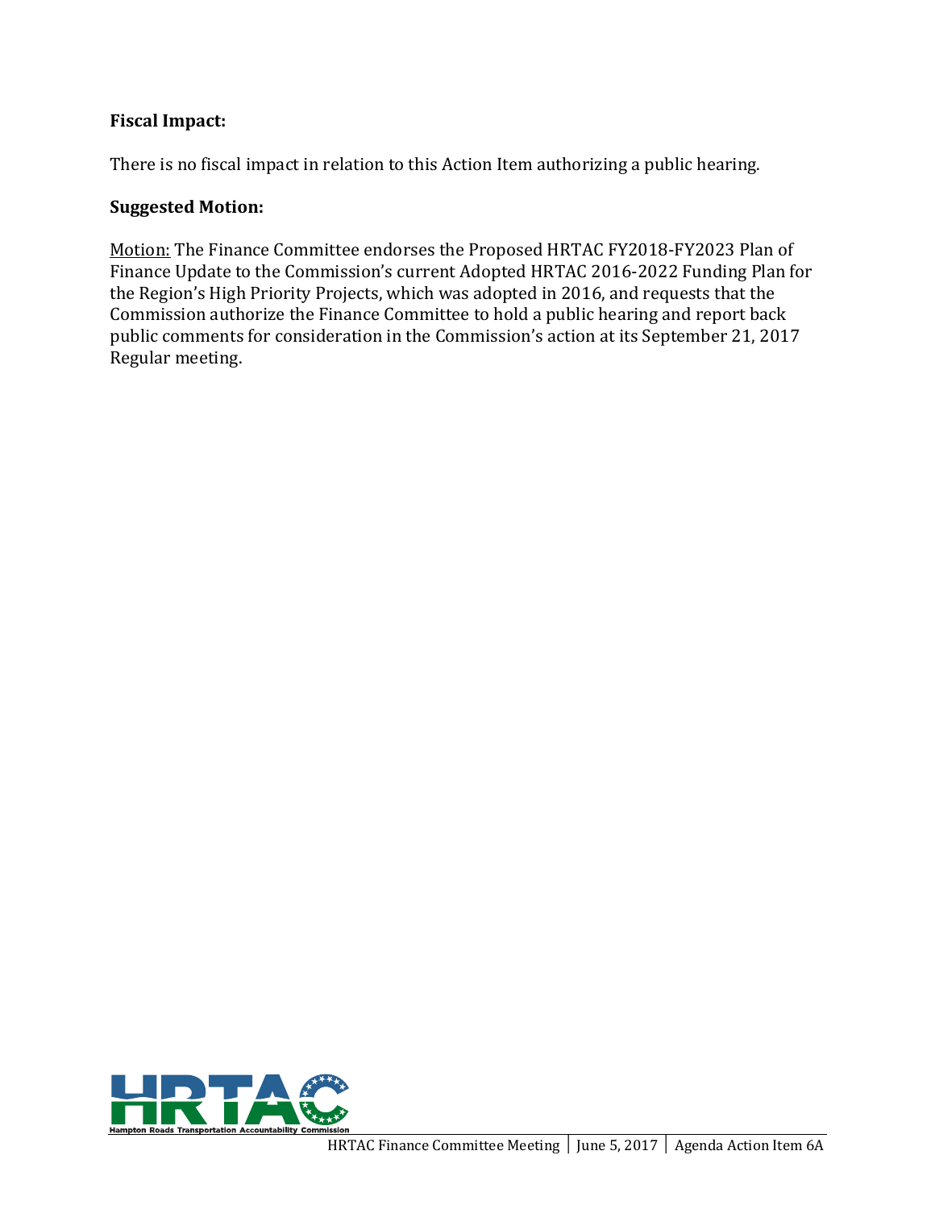**Fiscal Impact:**

There is no fiscal impact in relation to this Action Item authorizing a public hearing.

**Suggested Motion:**

Motion: The Finance Committee endorses the Proposed HRTAC FY2018-FY2023 Plan of Finance Update to the Commission's current Adopted HRTAC 2016-2022 Funding Plan for the Region's High Priority Projects, which was adopted in 2016, and requests that the Commission authorize the Finance Committee to hold a public hearing and report back public comments for consideration in the Commission's action at its September 21, 2017 Regular meeting.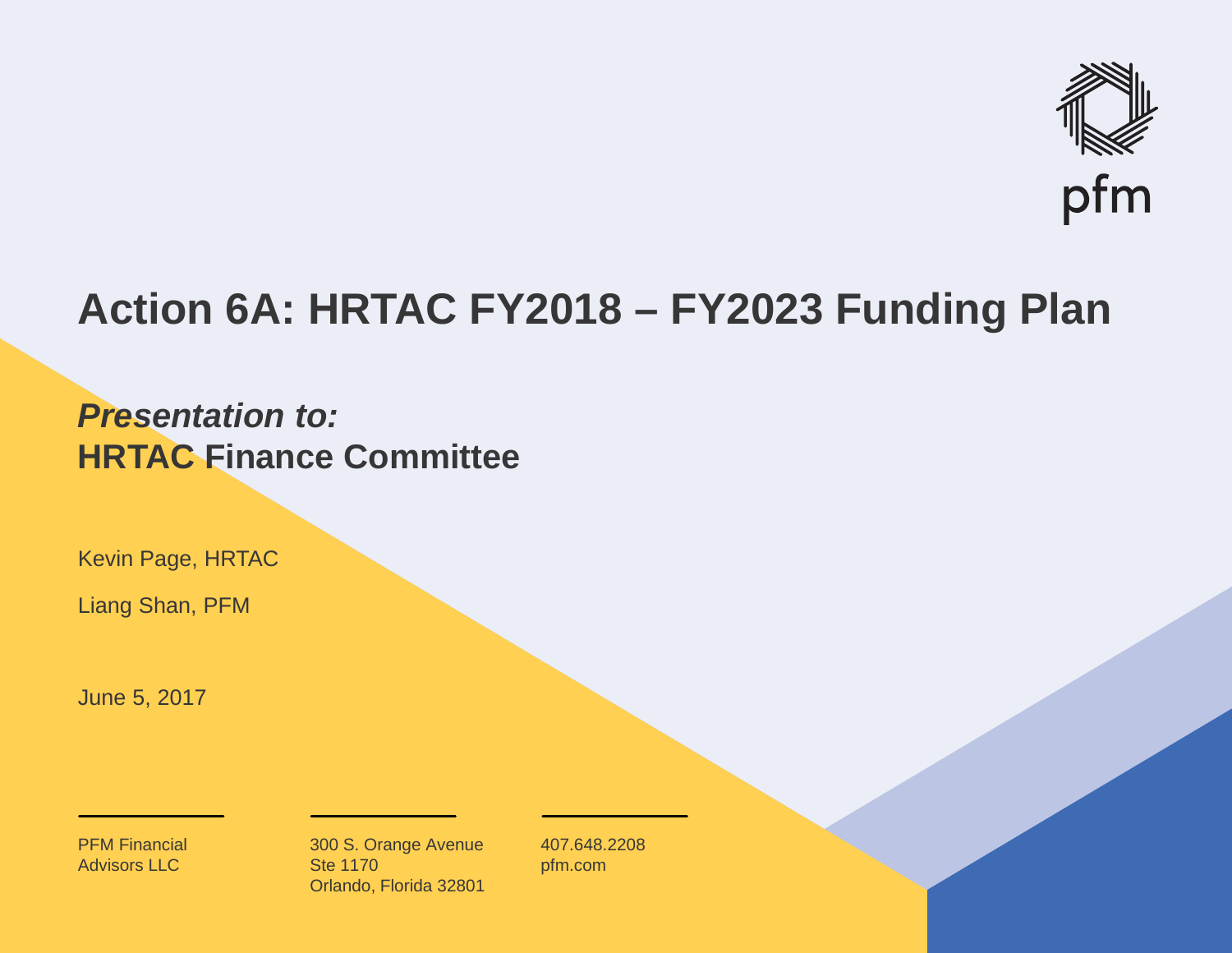pfm

# Action 6A: HRTAC FY2018 – FY2023 Funding Plan

***Presentation to:***
**HRTAC Finance Committee**

Kevin Page, HRTAC

Liang Shan, PFM

June 5, 2017

PFM Financial
Advisors LLC

300 S. Orange Avenue
Ste 1170
Orlando, Florida 32801

407.648.2208
pfm.com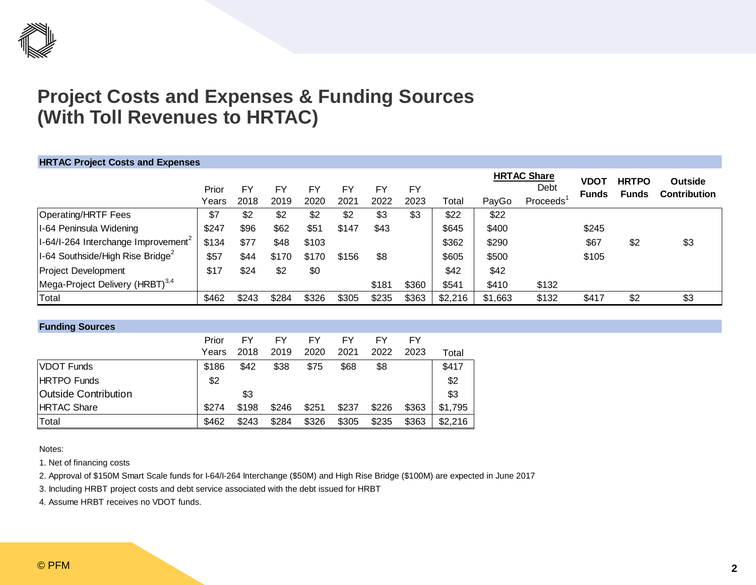# Project Costs and Expenses & Funding Sources (With Toll Revenues to HRTAC)

**HRTAC Project Costs and Expenses**

| | Prior Years | FY 2018 | FY 2019 | FY 2020 | FY 2021 | FY 2022 | FY 2023 | Total | HRTAC Share PayGo | HRTAC Share Debt Proceeds[1] | VDOT Funds | HRTPO Funds | Outside Contribution |
|---|---|---|---|---|---|---|---|---|---|---|---|---|---|
| Operating/HRTF Fees | $7 | $2 | $2 | $2 | $2 | $3 | $3 | $22 | $22 | | | | |
| I-64 Peninsula Widening | $247 | $96 | $62 | $51 | $147 | $43 | | $645 | $400 | | $245 | | |
| I-64/I-264 Interchange Improvement[2] | $134 | $77 | $48 | $103 | | | | $362 | $290 | | $67 | $2 | $3 |
| I-64 Southside/High Rise Bridge[2] | $57 | $44 | $170 | $170 | $156 | $8 | | $605 | $500 | | $105 | | |
| Project Development | $17 | $24 | $2 | $0 | | | | $42 | $42 | | | | |
| Mega-Project Delivery (HRBT)[3,4] | | | | | | $181 | $360 | $541 | $410 | $132 | | | |
| Total | $462 | $243 | $284 | $326 | $305 | $235 | $363 | $2,216 | $1,663 | $132 | $417 | $2 | $3 |

**Funding Sources**

| | Prior Years | FY 2018 | FY 2019 | FY 2020 | FY 2021 | FY 2022 | FY 2023 | Total |
|---|---|---|---|---|---|---|---|---|
| VDOT Funds | $186 | $42 | $38 | $75 | $68 | $8 | | $417 |
| HRTPO Funds | $2 | | | | | | | $2 |
| Outside Contribution | | $3 | | | | | | $3 |
| HRTAC Share | $274 | $198 | $246 | $251 | $237 | $226 | $363 | $1,795 |
| Total | $462 | $243 | $284 | $326 | $305 | $235 | $363 | $2,216 |

Notes:

1. Net of financing costs
2. Approval of $150M Smart Scale funds for I-64/I-264 Interchange ($50M) and High Rise Bridge ($100M) are expected in June 2017
3. Including HRBT project costs and debt service associated with the debt issued for HRBT
4. Assume HRBT receives no VDOT funds.

© PFM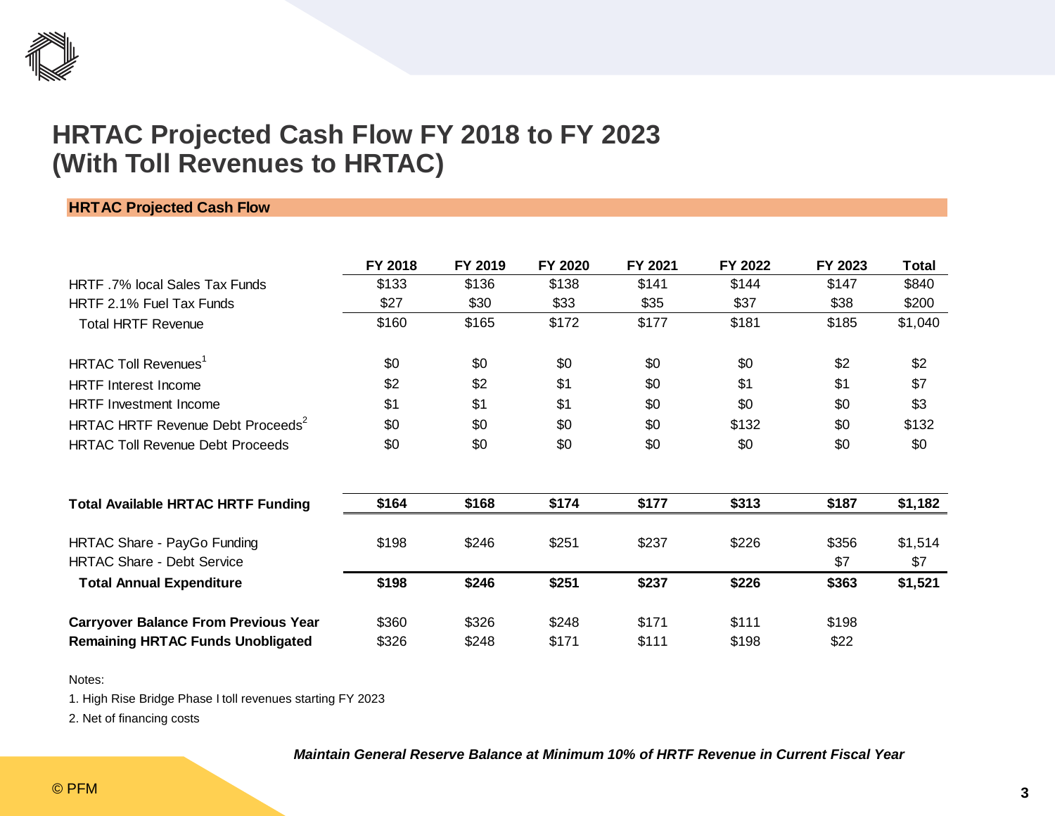# HRTAC Projected Cash Flow FY 2018 to FY 2023 (With Toll Revenues to HRTAC)

**HRTAC Projected Cash Flow**

| | FY 2018 | FY 2019 | FY 2020 | FY 2021 | FY 2022 | FY 2023 | Total |
|---|---|---|---|---|---|---|---|
| HRTF .7% local Sales Tax Funds | $133 | $136 | $138 | $141 | $144 | $147 | $840 |
| HRTF 2.1% Fuel Tax Funds | $27 | $30 | $33 | $35 | $37 | $38 | $200 |
| Total HRTF Revenue | $160 | $165 | $172 | $177 | $181 | $185 | $1,040 |
| | | | | | | | |
| HRTAC Toll Revenues[1] | $0 | $0 | $0 | $0 | $0 | $2 | $2 |
| HRTF Interest Income | $2 | $2 | $1 | $0 | $1 | $1 | $7 |
| HRTF Investment Income | $1 | $1 | $1 | $0 | $0 | $0 | $3 |
| HRTAC HRTF Revenue Debt Proceeds[2] | $0 | $0 | $0 | $0 | $132 | $0 | $132 |
| HRTAC Toll Revenue Debt Proceeds | $0 | $0 | $0 | $0 | $0 | $0 | $0 |
| | | | | | | | |
| **Total Available HRTAC HRTF Funding** | **$164** | **$168** | **$174** | **$177** | **$313** | **$187** | **$1,182** |
| | | | | | | | |
| HRTAC Share - PayGo Funding | $198 | $246 | $251 | $237 | $226 | $356 | $1,514 |
| HRTAC Share - Debt Service | | | | | | $7 | $7 |
| **Total Annual Expenditure** | **$198** | **$246** | **$251** | **$237** | **$226** | **$363** | **$1,521** |
| | | | | | | | |
| **Carryover Balance From Previous Year** | $360 | $326 | $248 | $171 | $111 | $198 | |
| **Remaining HRTAC Funds Unobligated** | $326 | $248 | $171 | $111 | $198 | $22 | |

Notes:

1. High Rise Bridge Phase I toll revenues starting FY 2023

2. Net of financing costs

***Maintain General Reserve Balance at Minimum 10% of HRTF Revenue in Current Fiscal Year***

© PFM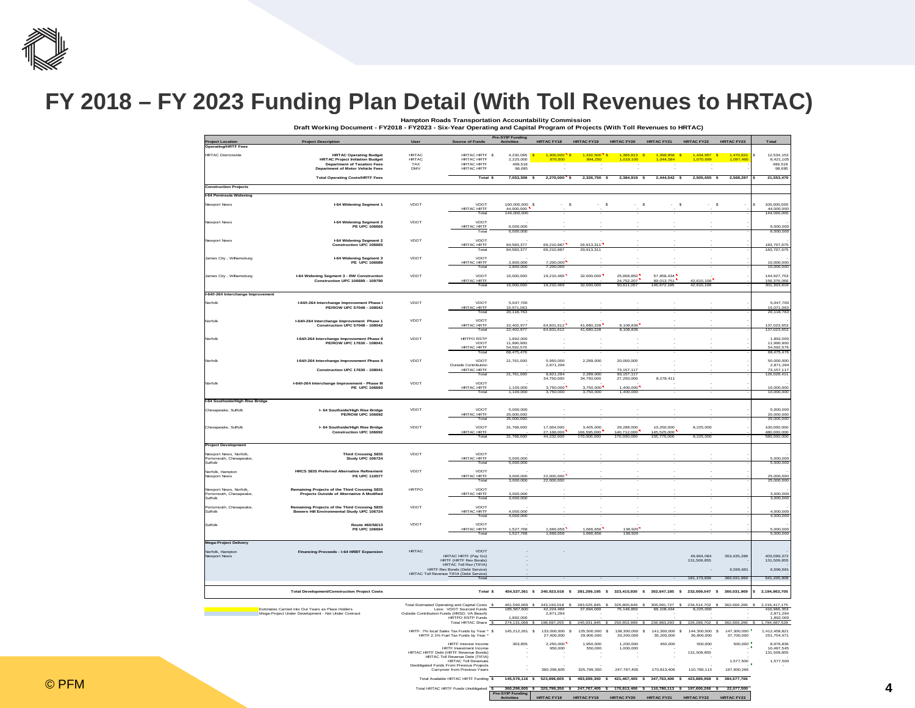# FY 2018 – FY 2023 Funding Plan Detail (With Toll Revenues to HRTAC)

**Hampton Roads Transportation Accountability Commission**

**Draft Working Document - FY2018 - FY2023 - Six-Year Operating and Capital Program of Projects (With Toll Revenues to HRTAC)**

| Project Location | Project Description | User | Source of Funds | Pre-SYIP Funding Activities | HRTAC FY18 | HRTAC FY19 | HRTAC FY20 | HRTAC FY21 | HRTAC FY22 | HRTAC FY23 | Total |
|---|---|---|---|---|---|---|---|---|---|---|---|
| **Operating/HRTF Fees** | | | | | | | | | | | |
| HRTAC Districtwide | HRTAC Operating Budget | HRTAC | HRTAC HRTF $ | 4,230,095 | $ 1,300,000 | $ 1,332,500 | $ 1,365,813 | $ 1,399,958 | $ 1,434,957 | $ 1,470,831 | $ 12,534,153 |
| | HRTAC Project Initiation Budget | HRTAC | HRTAC HRTF | 2,225,000 | 970,000 | 994,250 | 1,019,106 | 1,044,584 | 1,070,699 | 1,097,466 | 8,421,105 |
| | Department of Taxation Fees | TAX | HRTAC HRTF | 499,518 | - | - | - | - | - | - | 499,518 |
| | Department of Motor Vehicle Fees | DMV | HRTAC HRTF | 98,695 | - | - | - | - | - | - | 98,695 |
| | Total Operating Costs/HRTF Fees | | Total $ | 7,053,308 | $ 2,270,000 | $ 2,326,750 | $ 2,384,919 | $ 2,444,542 | $ 2,505,655 | $ 2,568,297 | $ 21,553,470 |
| **Construction Projects** | | | | | | | | | | | |
| **I-64 Peninsula Widening** | | | | | | | | | | | |
| Newport News | I-64 Widening Segment 1 | VDOT | VDOT | 100,000,000 | $ - | $ - | $ - | $ - | $ - | $ - | $ 100,000,000 |
| | | | HRTAC HRTF | 44,000,000 | - | - | - | - | - | - | 44,000,000 |
| | | | Total | 144,000,000 | - | - | - | - | - | - | 144,000,000 |
| Newport News | I-64 Widening Segment 2 PE UPC 106665 | VDOT | VDOT | - | - | - | - | - | - | - | - |
| | | | HRTAC HRTF | 6,000,000 | - | - | - | - | - | - | 6,000,000 |
| | | | Total | 6,000,000 | - | - | - | - | - | - | 6,000,000 |
| Newport News | I-64 Widening Segment 2 Construction UPC 106665 | VDOT | VDOT | - | - | - | - | - | - | - | - |
| | | | HRTAC HRTF | 84,583,377 | 69,210,987 | 29,913,311 | - | - | - | - | 183,707,675 |
| | | | Total | 84,583,377 | 69,210,987 | 29,913,311 | - | - | - | - | 183,707,675 |
| James City , Williamsburg | I-64 Widening Segment 3 PE UPC 106689 | VDOT | VDOT | - | - | - | - | - | - | - | - |
| | | | HRTAC HRTF | 2,800,000 | 7,200,000 | - | - | - | - | - | 10,000,000 |
| | | | Total | 2,800,000 | 7,200,000 | - | - | - | - | - | 10,000,000 |
| James City , Williamsburg | I-64 Widening Segment 3 - RW Construction Construction UPC 106689 - 109790 | VDOT | VDOT | 10,000,000 | 19,210,469 | 32,000,000 | 25,858,850 | 57,858,434 | | - | 144,927,753 |
| | | | HRTAC HRTF | - | - | - | 24,752,207 | 89,013,751 | 42,610,108 | - | 156,376,066 |
| | | | Total | 10,000,000 | 19,210,469 | 32,000,000 | 50,611,057 | 146,872,185 | 42,610,108 | - | 301,303,819 |
| **I-64/I-264 Interchange Improvement** | | | | | | | | | | | |
| Norfolk | I-64/I-264 Interchange Improvement Phase I PE/ROW UPC 57048 - 108042 | VDOT | VDOT | 5,047,700 | - | - | - | - | - | - | 5,047,700 |
| | | | HRTAC HRTF | 15,071,063 | - | - | - | - | - | - | 15,071,063 |
| | | | Total | 20,118,763 | - | - | - | - | - | - | 20,118,763 |
| Norfolk | I-64/I-264 Interchange Improvement Phase 1 Construction UPC 57048 - 108042 | VDOT | VDOT | - | - | - | - | - | - | - | - |
| | | | HRTAC HRTF | 22,402,977 | 64,831,612 | 41,680,228 | 8,108,836 | - | - | - | 137,023,653 |
| | | | Total | 22,402,977 | 64,831,612 | 41,680,228 | 8,108,836 | - | - | - | 137,023,653 |
| Norfolk | I-64/I-264 Interchange Improvement Phase II PE/ROW UPC 17630 - 108041 | VDOT | HRTPO RSTP | 1,892,000 | - | - | - | - | - | - | 1,892,000 |
| | | | VDOT | 11,990,900 | - | - | - | - | - | - | 11,990,900 |
| | | | HRTAC HRTF | 54,592,576 | - | - | - | - | - | - | 54,592,576 |
| | | | Total | 68,475,476 | - | - | - | - | - | - | 68,475,476 |
| Norfolk | I-64/I-264 Interchange Improvement Phase II Construction UPC 17630 - 108041 | VDOT | VDOT | 21,761,000 | 5,950,000 | 2,289,000 | 20,000,000 | - | - | - | 50,000,000 |
| | | | Outside Contribution | - | 2,871,294 | - | - | - | - | - | 2,871,294 |
| | | | HRTAC HRTF | - | - | - | 73,157,117 | - | - | - | 73,157,117 |
| | | | Total | 21,761,000 | 8,821,294 | 2,289,000 | 93,157,117 | - | - | - | 126,028,411 |
| | | | | | 34,750,000 | 34,750,000 | 27,250,000 | 8,278,411 | | | |
| Norfolk | I-64/I-264 Interchange Improvement - Phase III PE UPC 106693 | VDOT | VDOT | - | - | - | - | - | - | - | - |
| | | | HRTAC HRTF | 1,100,000 | 3,750,000 | 3,750,000 | 1,400,000 | - | - | - | 10,000,000 |
| | | | Total | 1,100,000 | 3,750,000 | 3,750,000 | 1,400,000 | - | - | - | 10,000,000 |
| **I-64 Southside/High Rise Bridge** | | | | | | | | | | | |
| Chesapeake, Suffolk | I- 64 Southside/High Rise Bridge PE/ROW UPC 106692 | VDOT | VDOT | 5,000,000 | - | - | - | - | - | - | 5,000,000 |
| | | | HRTAC HRTF | 20,000,000 | - | - | - | - | - | - | 20,000,000 |
| | | | Total | 25,000,000 | - | - | - | - | - | - | 25,000,000 |
| Chesapeake, Suffolk | I- 64 Southside/High Rise Bridge Construction UPC 106692 | VDOT | VDOT | 31,768,000 | 17,064,000 | 3,405,000 | 29,288,000 | 10,250,000 | 8,225,000 | - | 100,000,000 |
| | | | HRTAC HRTF | - | 27,168,000 | 166,595,000 | 140,712,000 | 145,525,000 | - | - | 480,000,000 |
| | | | Total | 31,768,000 | 44,232,000 | 170,000,000 | 170,000,000 | 155,775,000 | 8,225,000 | - | 580,000,000 |
| **Project Development** | | | | | | | | | | | |
| Newport News, Norfolk, Portsmouth, Chesapeake, Suffolk | Third Crossing SEIS Study UPC 106724 | VDOT | VDOT | - | - | - | - | - | - | - | - |
| | | | HRTAC HRTF | 5,000,000 | - | - | - | - | - | - | 5,000,000 |
| | | | Total | 5,000,000 | - | - | - | - | - | - | 5,000,000 |
| Norfolk, Hampton Newport News | HRCS SEIS Preferred Alternative Refinement PE UPC 110577 | VDOT | VDOT | - | - | - | - | - | - | - | - |
| | | | HRTAC HRTF | 3,000,000 | 22,000,000 | - | - | - | - | - | 25,000,000 |
| | | | Total | 3,000,000 | 22,000,000 | - | - | - | - | - | 25,000,000 |
| Newport News, Norfolk, Portsmouth, Chesapeake, Suffolk | Remaining Projects of the Third Crossing SEIS Projects Outside of Alternative A Modified | HRTPO | VDOT | - | - | - | - | - | - | - | - |
| | | | HRTAC HRTF | 3,000,000 | - | - | - | - | - | - | 3,000,000 |
| | | | Total | 3,000,000 | - | - | - | - | - | - | 3,000,000 |
| Portsmouth, Chesapeake, Suffolk | Remaining Projects of the Third Crossing SEIS Bowers Hill Environmental Study UPC 106724 | VDOT | VDOT | - | - | - | - | - | - | - | - |
| | | | HRTAC HRTF | 4,000,000 | - | - | - | - | - | - | 4,000,000 |
| | | | Total | 4,000,000 | - | - | - | - | - | - | 4,000,000 |
| Suffolk | Route 460/58/13 PE UPC 106694 | VDOT | VDOT | - | - | - | - | - | - | - | - |
| | | | HRTAC HRTF | 1,527,768 | 1,666,656 | 1,666,656 | 138,920 | - | - | - | 5,000,000 |
| | | | Total | 1,527,768 | 1,666,656 | 1,666,656 | 138,920 | - | - | - | 5,000,000 |
| **Mega-Project Delivery** | | | | | | | | | | | |
| Norfolk, Hampton Newport News | Financing Proceeds - I-64 HRBT Expansion | HRTAC | VDOT | - | - | | | | | | - |
| | | | HRTAC HRTF (Pay Go) | - | | | | | 49,664,084 | 353,435,288 | 403,099,372 |
| | | | HRTF (HRTF Rev Bonds) | - | | | | | 131,509,855 | - | 131,509,855 |
| | | | HRTAC Toll Rev (TIFIA) | - | | | | | | - | - |
| | | | HRTF Rev Bonds (Debt Service) | - | | | | | - | 6,596,681 | 6,596,681 |
| | | | HRTAC Toll Revenue TIFIA (Debt Service) | - | | | | | | | - |
| | | | Total | - | - | - | - | - | 181,173,939 | 360,031,969 | 541,205,908 |
| | Total Development/Construction Project Costs | | Total $ | 454,537,361 | $ 240,923,018 | $ 281,299,195 | $ 323,415,930 | $ 302,647,185 | $ 232,009,047 | $ 360,031,969 | $ 2,194,863,705 |
| | | | Total Estimated Operating and Capital Costs $ | 461,590,669 | $ 243,193,018 | $ 283,625,945 | $ 325,800,849 | $ 305,091,727 | $ 234,514,702 | $ 362,600,266 | $ 2,216,417,175 |
| | | | Less: VDOT Sourced Funds | 185,567,600 | 42,224,469 | 37,694,000 | 75,146,850 | 68,108,434 | 8,225,000 | - | 416,966,353 |
| | | | Outside Contribution Funds (HRSD, VA Beach) | - | 2,871,294 | - | - | - | - | - | 2,871,294 |
| | | | HRTPO RSTP Funds | 1,892,000 | - | - | - | - | - | - | 1,892,000 |
| | | | Total HRTAC Share $ | 274,131,069 | $ 198,097,255 | $ 245,931,945 | $ 250,653,999 | $ 236,983,293 | $ 226,289,702 | $ 362,600,266 | $ 1,794,687,528 |
| | | | HRTF .7% local Sales Tax Funds by Year * $ | 145,212,261 | $ 133,000,000 | $ 135,500,000 | $ 138,300,000 | $ 141,300,000 | $ 144,300,000 | $ 147,300,000 | $ 1,412,458,821 |
| | | | HRTF 2.1% Fuel Tax Funds by Year * | | 27,400,000 | 29,900,000 | 33,200,000 | 35,200,000 | 36,800,000 | 37,700,000 | 251,754,471 |
| | | | HRTF Interest Income | 363,855 | 2,250,000 | 1,950,000 | 1,200,000 | 450,000 | 500,000 | 500,000 | 8,976,836 |
| | | | HRTF Investment Income | - | 950,000 | 550,000 | 1,000,000 | - | - | - | 10,487,545 |
| | | | HRTAC HRTF Debt (HRTF Revenue Bonds) | - | - | - | - | - | 131,509,855 | - | 131,509,855 |
| | | | HRTAC Toll Revenue Debt (TIFIA) | - | - | - | - | - | - | - | - |
| | | | HRTAC Toll Revenues | - | - | - | - | - | - | 1,577,500 | 1,577,500 |
| | | | Deobligated Funds From Previous Projects | - | - | - | - | - | - | - | - |
| | | | Carryover from Previous Years | - | 360,296,605 | 325,799,350 | 247,767,405 | 170,813,406 | 110,780,113 | 197,600,266 | |
| | | | Total Available HRTAC HRTF Funding $ | 145,576,116 | $ 523,896,605 | $ 493,699,350 | $ 421,467,405 | $ 347,763,406 | $ 423,889,968 | $ 384,677,766 | |
| | | | Total HRTAC HRTF Funds Unobligated $ | 360,296,605 | $ 325,799,350 | $ 247,767,405 | $ 170,813,406 | $ 110,780,113 | $ 197,600,266 | $ 22,077,500 | |
| | | | | Pre-SYIP Funding Activities | HRTAC FY18 | HRTAC FY19 | HRTAC FY20 | HRTAC FY21 | HRTAC FY22 | HRTAC FY23 | |

Estimates Carried into Out Years as Place Holders

Mega-Project Under Development - Not Under Contract

© PFM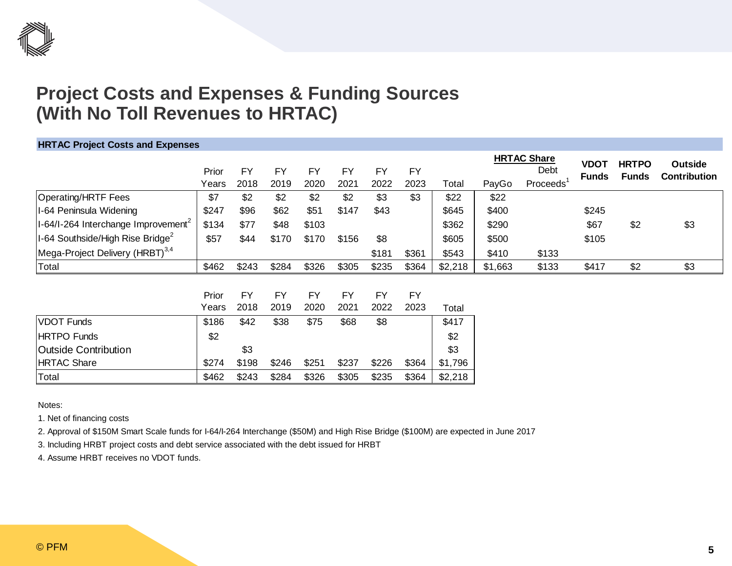# Project Costs and Expenses & Funding Sources (With No Toll Revenues to HRTAC)

**HRTAC Project Costs and Expenses**

| | Prior Years | FY 2018 | FY 2019 | FY 2020 | FY 2021 | FY 2022 | FY 2023 | Total | HRTAC Share PayGo | HRTAC Share Debt Proceeds[1] | VDOT Funds | HRTPO Funds | Outside Contribution |
|---|---|---|---|---|---|---|---|---|---|---|---|---|---|
| Operating/HRTF Fees | $7 | $2 | $2 | $2 | $2 | $3 | $3 | $22 | $22 | | | | |
| I-64 Peninsula Widening | $247 | $96 | $62 | $51 | $147 | $43 | | $645 | $400 | | $245 | | |
| I-64/I-264 Interchange Improvement[2] | $134 | $77 | $48 | $103 | | | | $362 | $290 | | $67 | $2 | $3 |
| I-64 Southside/High Rise Bridge[2] | $57 | $44 | $170 | $170 | $156 | $8 | | $605 | $500 | | $105 | | |
| Mega-Project Delivery (HRBT)[3,4] | | | | | | $181 | $361 | $543 | $410 | $133 | | | |
| Total | $462 | $243 | $284 | $326 | $305 | $235 | $364 | $2,218 | $1,663 | $133 | $417 | $2 | $3 |

| | Prior Years | FY 2018 | FY 2019 | FY 2020 | FY 2021 | FY 2022 | FY 2023 | Total |
|---|---|---|---|---|---|---|---|---|
| VDOT Funds | $186 | $42 | $38 | $75 | $68 | $8 | | $417 |
| HRTPO Funds | $2 | | | | | | | $2 |
| Outside Contribution | | $3 | | | | | | $3 |
| HRTAC Share | $274 | $198 | $246 | $251 | $237 | $226 | $364 | $1,796 |
| Total | $462 | $243 | $284 | $326 | $305 | $235 | $364 | $2,218 |

Notes:

1. Net of financing costs
2. Approval of $150M Smart Scale funds for I-64/I-264 Interchange ($50M) and High Rise Bridge ($100M) are expected in June 2017
3. Including HRBT project costs and debt service associated with the debt issued for HRBT
4. Assume HRBT receives no VDOT funds.

© PFM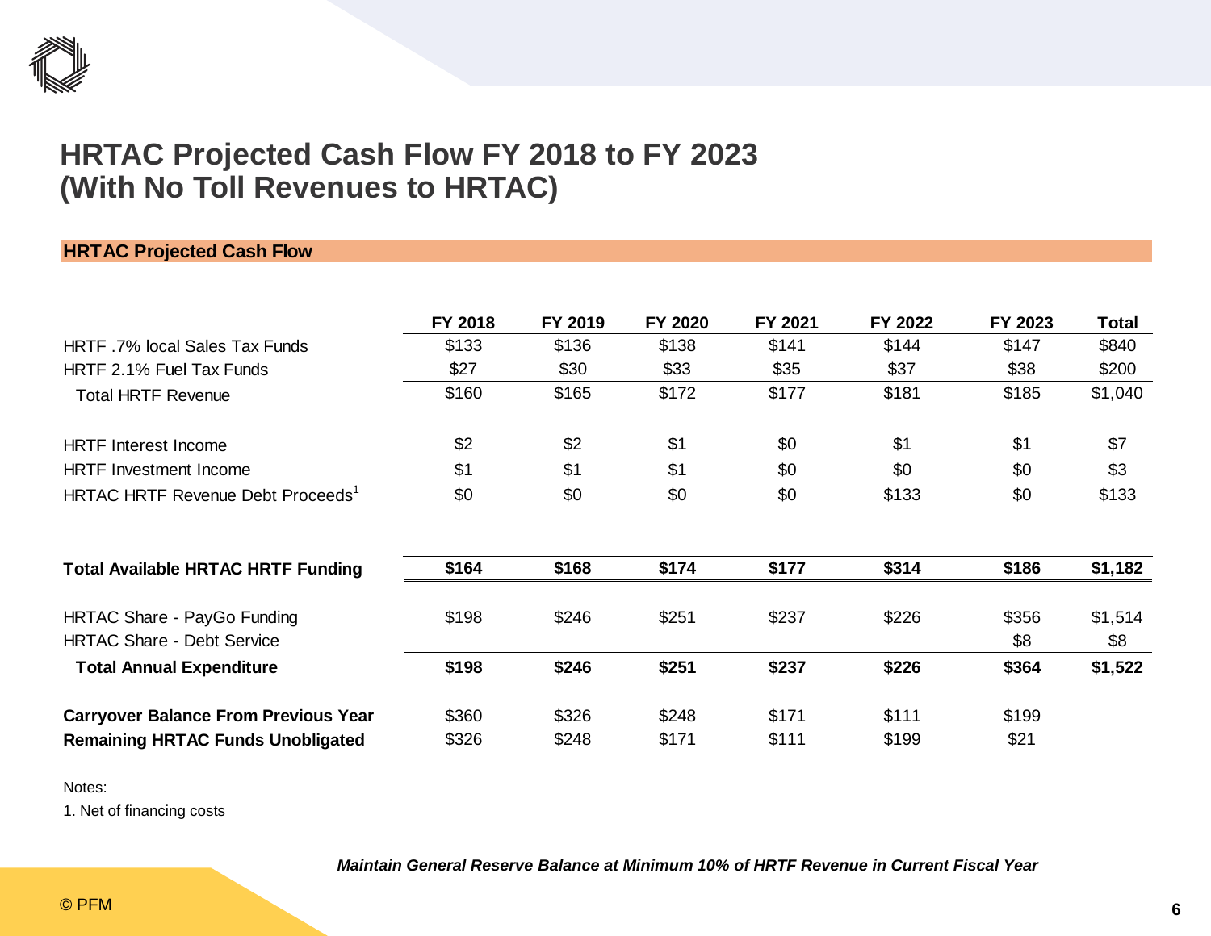# HRTAC Projected Cash Flow FY 2018 to FY 2023 (With No Toll Revenues to HRTAC)

## HRTAC Projected Cash Flow

| | FY 2018 | FY 2019 | FY 2020 | FY 2021 | FY 2022 | FY 2023 | Total |
|---|---|---|---|---|---|---|---|
| HRTF .7% local Sales Tax Funds | $133 | $136 | $138 | $141 | $144 | $147 | $840 |
| HRTF 2.1% Fuel Tax Funds | $27 | $30 | $33 | $35 | $37 | $38 | $200 |
| Total HRTF Revenue | $160 | $165 | $172 | $177 | $181 | $185 | $1,040 |
| | | | | | | | |
| HRTF Interest Income | $2 | $2 | $1 | $0 | $1 | $1 | $7 |
| HRTF Investment Income | $1 | $1 | $1 | $0 | $0 | $0 | $3 |
| HRTAC HRTF Revenue Debt Proceeds[1] | $0 | $0 | $0 | $0 | $133 | $0 | $133 |
| | | | | | | | |
| **Total Available HRTAC HRTF Funding** | **$164** | **$168** | **$174** | **$177** | **$314** | **$186** | **$1,182** |
| | | | | | | | |
| HRTAC Share - PayGo Funding | $198 | $246 | $251 | $237 | $226 | $356 | $1,514 |
| HRTAC Share - Debt Service | | | | | | $8 | $8 |
| **Total Annual Expenditure** | **$198** | **$246** | **$251** | **$237** | **$226** | **$364** | **$1,522** |
| | | | | | | | |
| **Carryover Balance From Previous Year** | $360 | $326 | $248 | $171 | $111 | $199 | |
| **Remaining HRTAC Funds Unobligated** | $326 | $248 | $171 | $111 | $199 | $21 | |

Notes:

1. Net of financing costs

***Maintain General Reserve Balance at Minimum 10% of HRTF Revenue in Current Fiscal Year***

© PFM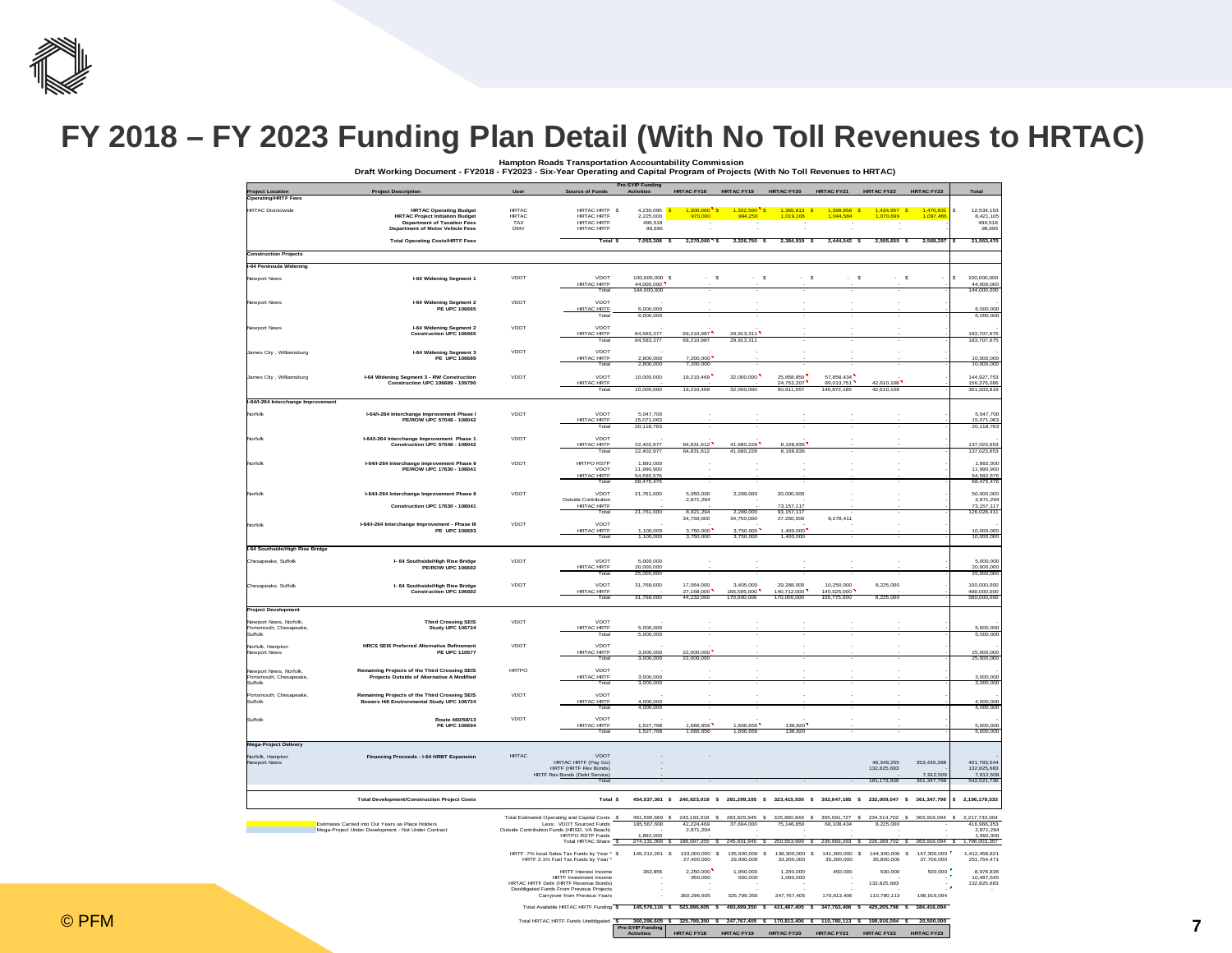# FY 2018 – FY 2023 Funding Plan Detail (With No Toll Revenues to HRTAC)

**Hampton Roads Transportation Accountability Commission**
**Draft Working Document - FY2018 - FY2023 - Six-Year Operating and Capital Program of Projects (With No Toll Revenues to HRTAC)**

| Project Location | Project Description | User | Source of Funds | Pre-SYIP Funding Activities | HRTAC FY18 | HRTAC FY19 | HRTAC FY20 | HRTAC FY21 | HRTAC FY22 | HRTAC FY23 | Total |
|---|---|---|---|---|---|---|---|---|---|---|---|
| **Operating/HRTF Fees** | | | | | | | | | | | |
| HRTAC Districtwide | HRTAC Operating Budget | HRTAC | HRTAC HRTF | $ 4,230,095 | $ 1,300,000 | $ 1,332,500 | $ 1,365,813 | $ 1,399,958 | $ 1,434,957 | $ 1,470,831 | $ 12,534,153 |
| | HRTAC Project Initiation Budget | HRTAC | HRTAC HRTF | 2,225,000 | 970,000 | 994,250 | 1,019,106 | 1,044,584 | 1,070,699 | 1,097,466 | 8,421,105 |
| | Department of Taxation Fees | TAX | HRTAC HRTF | 499,518 | - | - | - | - | - | - | 499,518 |
| | Department of Motor Vehicle Fees | DMV | HRTAC HRTF | 98,695 | - | - | - | - | - | - | 98,695 |
| | Total Operating Costs/HRTF Fees | | Total | $ 7,053,308 | $ 2,270,000 | $ 2,326,750 | $ 2,384,919 | $ 2,444,542 | $ 2,505,655 | $ 2,568,297 | $ 21,553,470 |
| **Construction Projects** | | | | | | | | | | | |
| **I-64 Peninsula Widening** | | | | | | | | | | | |
| Newport News | I-64 Widening Segment 1 | VDOT | VDOT | 100,000,000 | $ - | $ - | $ - | $ - | $ - | $ - | $ 100,000,000 |
| | | | HRTAC HRTF | 44,000,000 | - | - | - | - | - | - | 44,000,000 |
| | | | Total | 144,000,000 | - | - | - | - | - | - | 144,000,000 |
| Newport News | I-64 Widening Segment 2 PE UPC 106665 | VDOT | VDOT | - | - | - | - | - | - | - | - |
| | | | HRTAC HRTF | 6,000,000 | - | - | - | - | - | - | 6,000,000 |
| | | | Total | 6,000,000 | - | - | - | - | - | - | 6,000,000 |
| Newport News | I-64 Widening Segment 2 Construction UPC 106665 | VDOT | VDOT | - | - | - | - | - | - | - | - |
| | | | HRTAC HRTF | 84,583,377 | 69,210,987 | 29,913,311 | - | - | - | - | 183,707,675 |
| | | | Total | 84,583,377 | 69,210,987 | 29,913,311 | - | - | - | - | 183,707,675 |
| James City , Williamsburg | I-64 Widening Segment 3 PE UPC 106689 | VDOT | VDOT | - | - | - | - | - | - | - | - |
| | | | HRTAC HRTF | 2,800,000 | 7,200,000 | - | - | - | - | - | 10,000,000 |
| | | | Total | 2,800,000 | 7,200,000 | - | - | - | - | - | 10,000,000 |
| James City , Williamsburg | I-64 Widening Segment 3 - RW Construction Construction UPC 106689 - 109790 | VDOT | VDOT | 10,000,000 | 19,210,469 | 32,000,000 | 25,858,850 | 57,858,434 | - | - | 144,927,753 |
| | | | HRTAC HRTF | - | - | - | 24,752,207 | 89,013,751 | 42,610,108 | - | 156,376,066 |
| | | | Total | 10,000,000 | 19,210,469 | 32,000,000 | 50,611,057 | 146,872,185 | 42,610,108 | - | 301,303,819 |
| **I-64/I-264 Interchange Improvement** | | | | | | | | | | | |
| Norfolk | I-64/I-264 Interchange Improvement Phase I PE/ROW UPC 57048 - 108042 | VDOT | VDOT | 5,047,700 | - | - | - | - | - | - | 5,047,700 |
| | | | HRTAC HRTF | 15,071,063 | - | - | - | - | - | - | 15,071,063 |
| | | | Total | 20,118,763 | - | - | - | - | - | - | 20,118,763 |
| Norfolk | I-64/I-264 Interchange Improvement Phase 1 Construction UPC 57048 - 108042 | VDOT | VDOT | - | - | - | - | - | - | - | - |
| | | | HRTAC HRTF | 22,402,977 | 64,831,612 | 41,680,228 | 8,108,836 | - | - | - | 137,023,653 |
| | | | Total | 22,402,977 | 64,831,612 | 41,680,228 | 8,108,836 | - | - | - | 137,023,653 |
| Norfolk | I-64/I-264 Interchange Improvement Phase II PE/ROW UPC 17630 - 108041 | VDOT | HRTPO RSTP | 1,892,000 | - | - | - | - | - | - | 1,892,000 |
| | | | VDOT | 11,990,900 | - | - | - | - | - | - | 11,990,900 |
| | | | HRTAC HRTF | 54,592,576 | - | - | - | - | - | - | 54,592,576 |
| | | | Total | 68,475,476 | - | - | - | - | - | - | 68,475,476 |
| Norfolk | I-64/I-264 Interchange Improvement Phase II | VDOT | VDOT | 21,761,000 | 5,950,000 | 2,289,000 | 20,000,000 | - | - | - | 50,000,000 |
| | | | Outside Contribution | - | 2,871,294 | - | - | - | - | - | 2,871,294 |
| | Construction UPC 17630 - 108041 | | HRTAC HRTF | - | - | - | 73,157,117 | - | - | - | 73,157,117 |
| | | | Total | 21,761,000 | 8,821,294 | 2,289,000 | 93,157,117 | - | - | - | 126,028,411 |
| | | | | | 34,750,000 | 34,750,000 | 27,250,000 | 8,278,411 | | | |
| Norfolk | I-64/I-264 Interchange Improvement - Phase III PE UPC 106693 | VDOT | VDOT | - | - | - | - | - | - | - | - |
| | | | HRTAC HRTF | 1,100,000 | 3,750,000 | 3,750,000 | 1,400,000 | - | - | - | 10,000,000 |
| | | | Total | 1,100,000 | 3,750,000 | 3,750,000 | 1,400,000 | - | - | - | 10,000,000 |
| **I-64 Southside/High Rise Bridge** | | | | | | | | | | | |
| Chesapeake, Suffolk | I- 64 Southside/High Rise Bridge PE/ROW UPC 106692 | VDOT | VDOT | 5,000,000 | - | - | - | - | - | - | 5,000,000 |
| | | | HRTAC HRTF | 20,000,000 | - | - | - | - | - | - | 20,000,000 |
| | | | Total | 25,000,000 | - | - | - | - | - | - | 25,000,000 |
| Chesapeake, Suffolk | I- 64 Southside/High Rise Bridge Construction UPC 106692 | VDOT | VDOT | 31,768,000 | 17,064,000 | 3,405,000 | 29,288,000 | 10,250,000 | 8,225,000 | - | 100,000,000 |
| | | | HRTAC HRTF | - | 27,168,000 | 166,595,000 | 140,712,000 | 145,525,000 | - | - | 480,000,000 |
| | | | Total | 31,768,000 | 44,232,000 | 170,000,000 | 170,000,000 | 155,775,000 | 8,225,000 | - | 580,000,000 |
| **Project Development** | | | | | | | | | | | |
| Newport News, Norfolk, Portsmouth, Chesapeake, Suffolk | Third Crossing SEIS Study UPC 106724 | VDOT | VDOT | - | - | - | - | - | - | - | - |
| | | | HRTAC HRTF | 5,000,000 | - | - | - | - | - | - | 5,000,000 |
| | | | Total | 5,000,000 | - | - | - | - | - | - | 5,000,000 |
| Norfolk, Hampton Newport News | HRCS SEIS Preferred Alternative Refinement PE UPC 110577 | VDOT | VDOT | - | - | - | - | - | - | - | - |
| | | | HRTAC HRTF | 3,000,000 | 22,000,000 | - | - | - | - | - | 25,000,000 |
| | | | Total | 3,000,000 | 22,000,000 | - | - | - | - | - | 25,000,000 |
| Newport News, Norfolk, Portsmouth, Chesapeake, Suffolk | Remaining Projects of the Third Crossing SEIS Projects Outside of Alternative A Modified | HRTPO | VDOT | - | - | - | - | - | - | - | - |
| | | | HRTAC HRTF | 3,000,000 | - | - | - | - | - | - | 3,000,000 |
| | | | Total | 3,000,000 | - | - | - | - | - | - | 3,000,000 |
| Portsmouth, Chesapeake, Suffolk | Remaining Projects of the Third Crossing SEIS Bowers Hill Environmental Study UPC 106724 | VDOT | VDOT | - | - | - | - | - | - | - | - |
| | | | HRTAC HRTF | 4,000,000 | - | - | - | - | - | - | 4,000,000 |
| | | | Total | 4,000,000 | - | - | - | - | - | - | 4,000,000 |
| Suffolk | Route 460/58/13 PE UPC 106694 | VDOT | VDOT | - | - | - | - | - | - | - | - |
| | | | HRTAC HRTF | 1,527,768 | 1,666,656 | 1,666,656 | 138,920 | - | - | - | 5,000,000 |
| | | | Total | 1,527,768 | 1,666,656 | 1,666,656 | 138,920 | - | - | - | 5,000,000 |
| **Mega-Project Delivery** | | | | | | | | | | | |
| Norfolk, Hampton Newport News | Financing Proceeds - I-64 HRBT Expansion | HRTAC | VDOT | - | - | | | | | | - |
| | | | HRTAC HRTF (Pay Go) | - | | | | | 48,348,255 | 353,435,288 | 401,783,544 |
| | | | HRTF (HRTF Rev Bonds) | - | | | | | 132,825,683 | - | 132,825,683 |
| | | | HRTF Rev Bonds (Debt Service) | - | | | | | - | 7,912,509 | 7,912,509 |
| | | | Total | - | - | - | - | - | 181,173,939 | 361,347,798 | 542,521,736 |
| | **Total Development/Construction Project Costs** | | Total | $ 454,537,361 | $ 240,923,018 | $ 281,299,195 | $ 323,415,930 | $ 302,647,185 | $ 232,009,047 | $ 361,347,798 | $ 2,196,179,533 |
| | | | Total Estimated Operating and Capital Costs | $ 461,590,669 | $ 243,193,018 | $ 283,625,945 | $ 325,800,849 | $ 305,091,727 | $ 234,514,702 | $ 363,916,094 | $ 2,217,733,004 |
| | | | Less: VDOT Sourced Funds | 185,567,600 | 42,224,469 | 37,694,000 | 75,146,850 | 68,108,434 | 8,225,000 | - | 416,966,353 |
| | | | Outside Contribution Funds (HRSD, VA Beach) | - | 2,871,294 | - | - | - | - | - | 2,871,294 |
| | | | HRTPO RSTP Funds | 1,892,000 | - | - | - | - | - | - | 1,892,000 |
| | | | Total HRTAC Share | $ 274,131,069 | $ 198,097,255 | $ 245,931,945 | $ 250,653,999 | $ 236,983,293 | $ 226,289,702 | $ 363,916,094 | $ 1,796,003,357 |
| | | | HRTF .7% local Sales Tax Funds by Year * | $ 145,212,261 | $ 133,000,000 | $ 135,500,000 | $ 138,300,000 | $ 141,300,000 | $ 144,300,000 | $ 147,300,000 | $ 1,412,458,821 |
| | | | HRTF 2.1% Fuel Tax Funds by Year * | - | 27,400,000 | 29,900,000 | 33,200,000 | 35,200,000 | 36,800,000 | 37,700,000 | 251,754,471 |
| | | | HRTF Interest Income | 363,855 | 2,250,000 | 1,950,000 | 1,200,000 | 450,000 | 500,000 | 500,000 | 8,976,836 |
| | | | HRTF Investment Income | - | 950,000 | 550,000 | 1,000,000 | - | - | - | 10,487,545 |
| | | | HRTAC HRTF Debt (HRTF Revenue Bonds) | - | - | - | - | - | 132,825,683 | - | 132,825,683 |
| | | | Deobligated Funds From Previous Projects | - | - | - | - | - | - | - | - |
| | | | Carryover from Previous Years | - | 360,296,605 | 325,799,350 | 247,767,405 | 170,813,406 | 110,780,113 | 198,916,094 | |
| | | | Total Available HRTAC HRTF Funding | $ 145,576,116 | $ 523,896,605 | $ 493,699,350 | $ 421,467,405 | $ 347,763,406 | $ 425,205,796 | $ 384,416,094 | |
| | | | Total HRTAC HRTF Funds Unobligated | $ 360,296,605 | $ 325,799,350 | $ 247,767,405 | $ 170,813,406 | $ 110,780,113 | $ 198,916,094 | $ 20,500,000 | |
| | | | | Pre-SYIP Funding Activities | HRTAC FY18 | HRTAC FY19 | HRTAC FY20 | HRTAC FY21 | HRTAC FY22 | HRTAC FY23 | |

Legend:
- Estimates Carried into Out Years as Place Holders
- Mega-Project Under Development - Not Under Contract

© PFM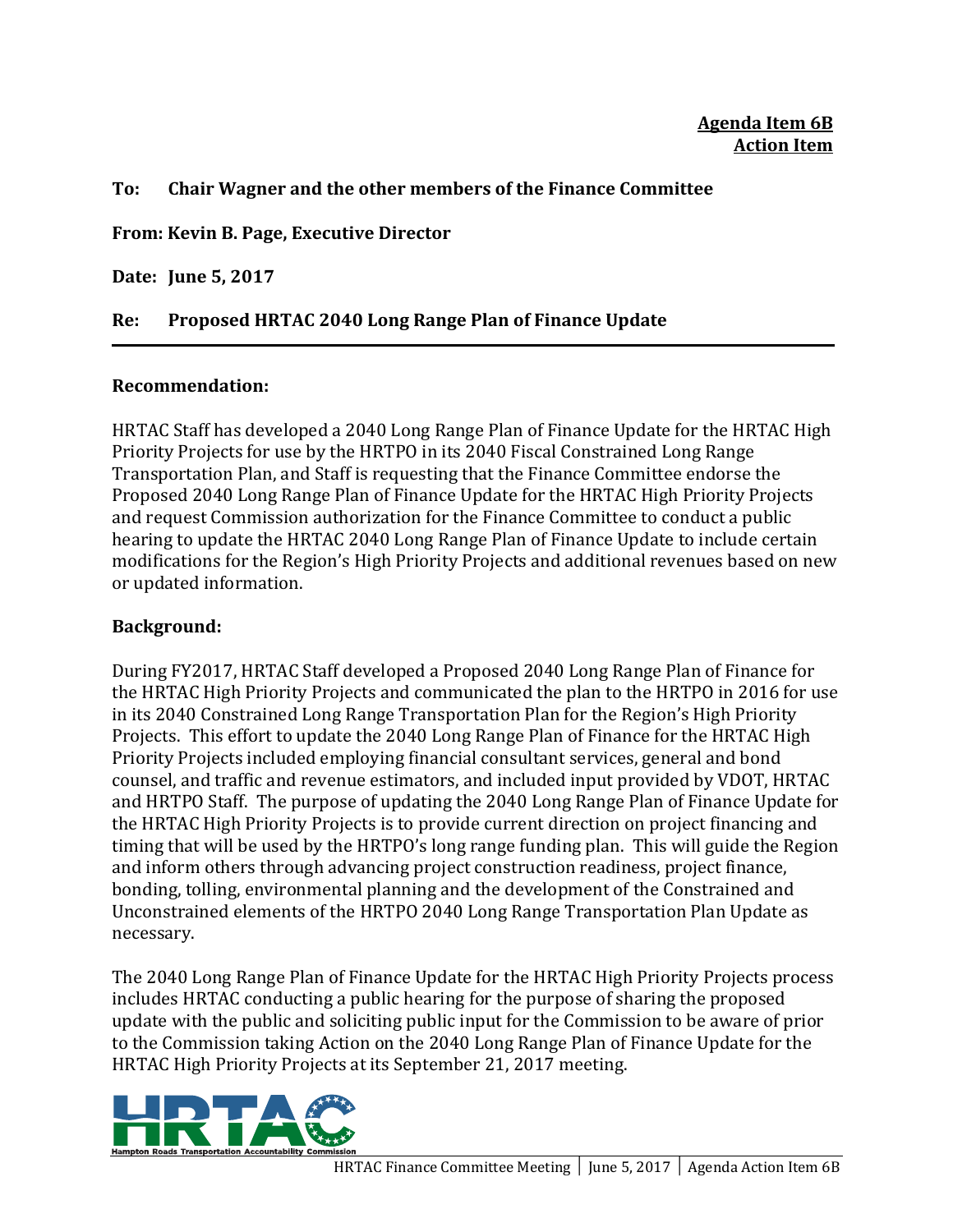**Agenda Item 6B**
**Action Item**

**To: Chair Wagner and the other members of the Finance Committee**

**From: Kevin B. Page, Executive Director**

**Date: June 5, 2017**

**Re: Proposed HRTAC 2040 Long Range Plan of Finance Update**

---

**Recommendation:**

HRTAC Staff has developed a 2040 Long Range Plan of Finance Update for the HRTAC High Priority Projects for use by the HRTPO in its 2040 Fiscal Constrained Long Range Transportation Plan, and Staff is requesting that the Finance Committee endorse the Proposed 2040 Long Range Plan of Finance Update for the HRTAC High Priority Projects and request Commission authorization for the Finance Committee to conduct a public hearing to update the HRTAC 2040 Long Range Plan of Finance Update to include certain modifications for the Region's High Priority Projects and additional revenues based on new or updated information.

**Background:**

During FY2017, HRTAC Staff developed a Proposed 2040 Long Range Plan of Finance for the HRTAC High Priority Projects and communicated the plan to the HRTPO in 2016 for use in its 2040 Constrained Long Range Transportation Plan for the Region's High Priority Projects. This effort to update the 2040 Long Range Plan of Finance for the HRTAC High Priority Projects included employing financial consultant services, general and bond counsel, and traffic and revenue estimators, and included input provided by VDOT, HRTAC and HRTPO Staff. The purpose of updating the 2040 Long Range Plan of Finance Update for the HRTAC High Priority Projects is to provide current direction on project financing and timing that will be used by the HRTPO's long range funding plan. This will guide the Region and inform others through advancing project construction readiness, project finance, bonding, tolling, environmental planning and the development of the Constrained and Unconstrained elements of the HRTPO 2040 Long Range Transportation Plan Update as necessary.

The 2040 Long Range Plan of Finance Update for the HRTAC High Priority Projects process includes HRTAC conducting a public hearing for the purpose of sharing the proposed update with the public and soliciting public input for the Commission to be aware of prior to the Commission taking Action on the 2040 Long Range Plan of Finance Update for the HRTAC High Priority Projects at its September 21, 2017 meeting.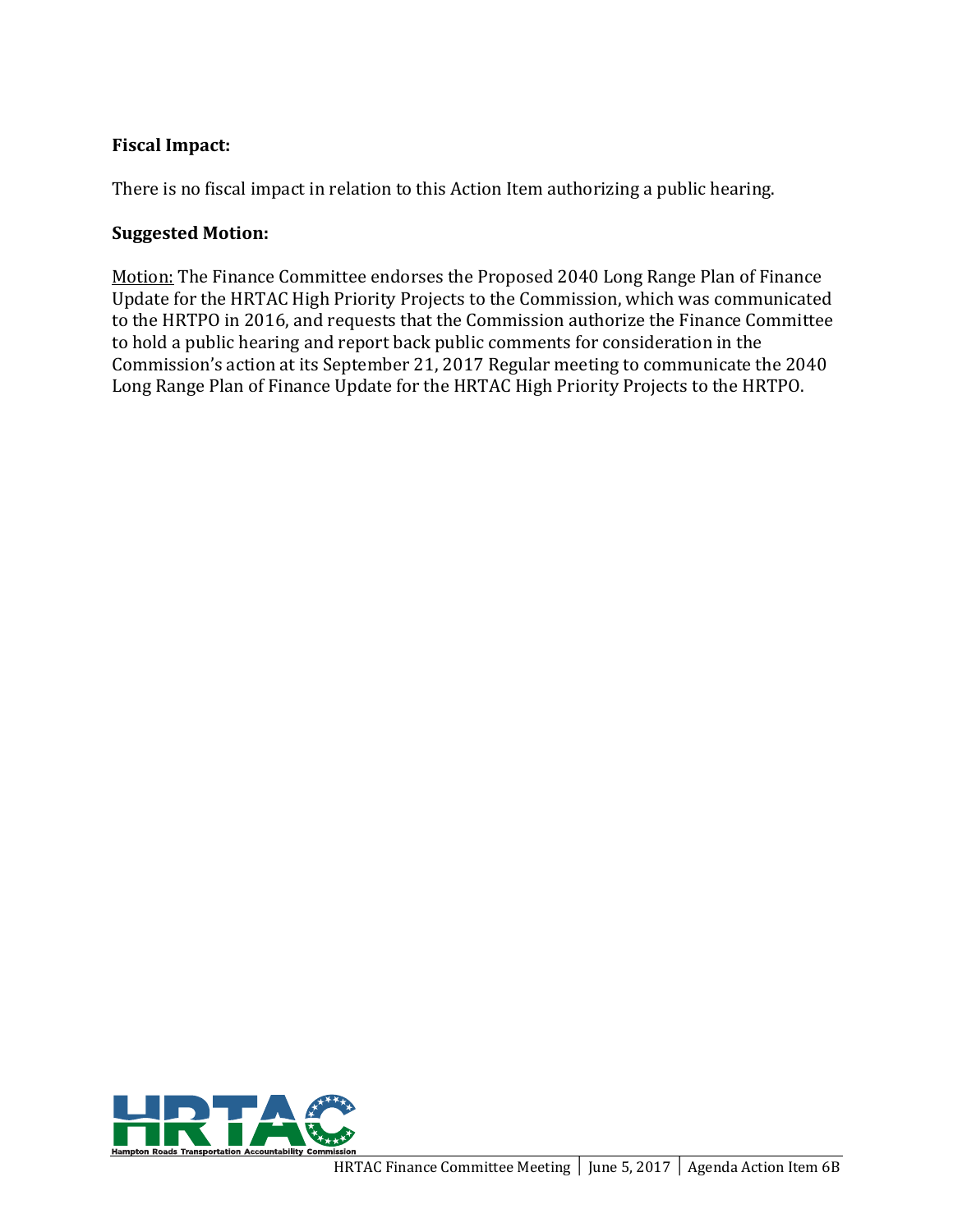**Fiscal Impact:**

There is no fiscal impact in relation to this Action Item authorizing a public hearing.

**Suggested Motion:**

Motion: The Finance Committee endorses the Proposed 2040 Long Range Plan of Finance Update for the HRTAC High Priority Projects to the Commission, which was communicated to the HRTPO in 2016, and requests that the Commission authorize the Finance Committee to hold a public hearing and report back public comments for consideration in the Commission's action at its September 21, 2017 Regular meeting to communicate the 2040 Long Range Plan of Finance Update for the HRTAC High Priority Projects to the HRTPO.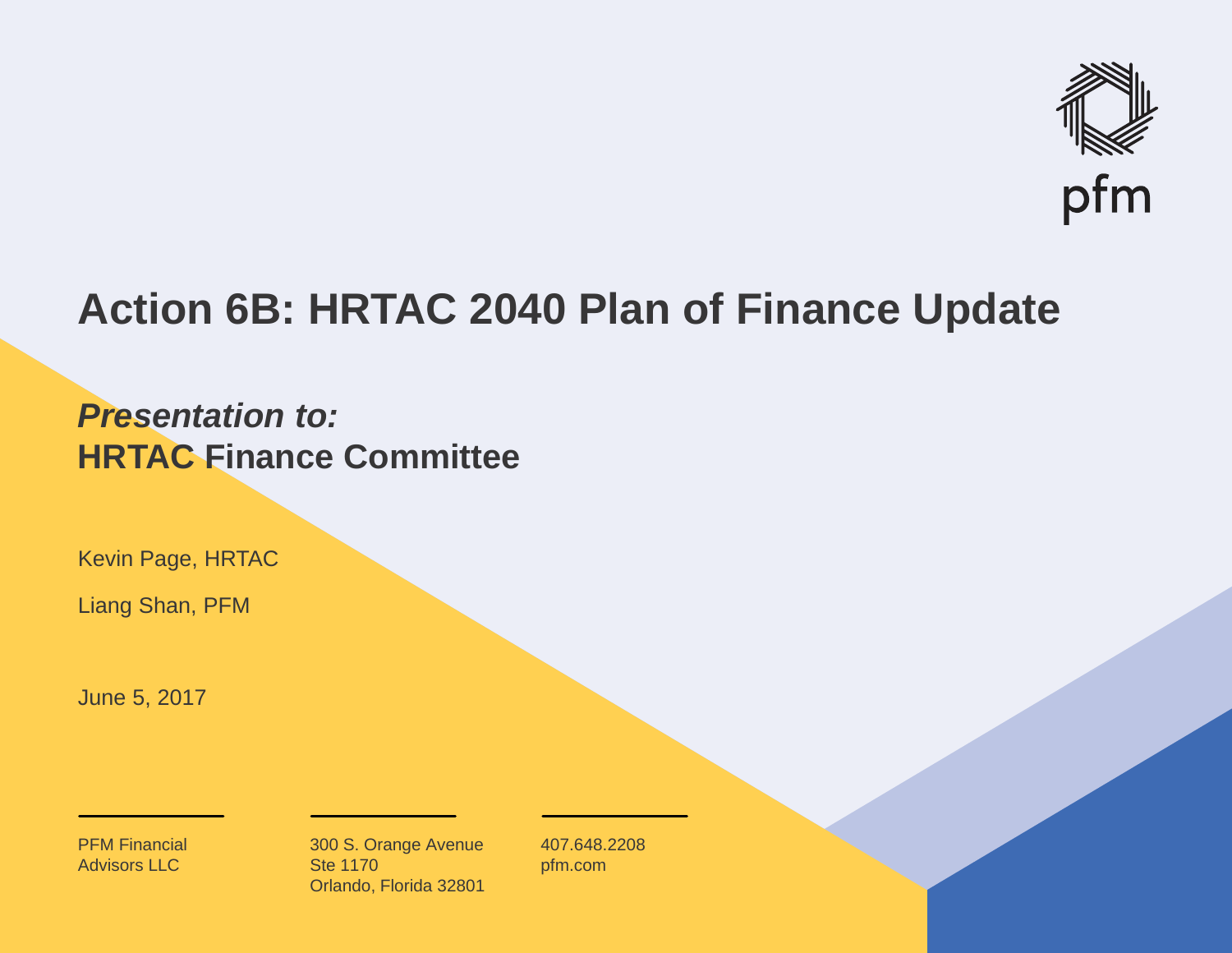pfm

# Action 6B: HRTAC 2040 Plan of Finance Update

***Presentation to:***
**HRTAC Finance Committee**

Kevin Page, HRTAC

Liang Shan, PFM

June 5, 2017

PFM Financial
Advisors LLC

300 S. Orange Avenue
Ste 1170
Orlando, Florida 32801

407.648.2208
pfm.com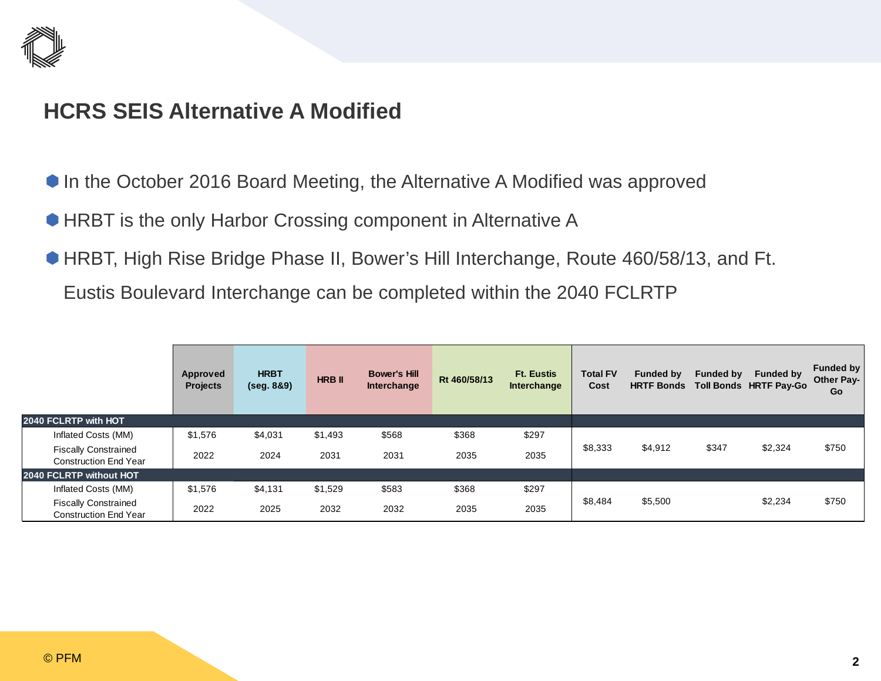# HCRS SEIS Alternative A Modified

- In the October 2016 Board Meeting, the Alternative A Modified was approved
- HRBT is the only Harbor Crossing component in Alternative A
- HRBT, High Rise Bridge Phase II, Bower's Hill Interchange, Route 460/58/13, and Ft. Eustis Boulevard Interchange can be completed within the 2040 FCLRTP

| | Approved Projects | HRBT (seg. 8&9) | HRB II | Bower's Hill Interchange | Rt 460/58/13 | Ft. Eustis Interchange | Total FV Cost | Funded by HRTF Bonds | Funded by Toll Bonds | Funded by HRTF Pay-Go | Funded by Other Pay-Go |
|---|---|---|---|---|---|---|---|---|---|---|---|
| **2040 FCLRTP with HOT** | | | | | | | | | | | |
| Inflated Costs (MM) | $1,576 | $4,031 | $1,493 | $568 | $368 | $297 | $8,333 | $4,912 | $347 | $2,324 | $750 |
| Fiscally Constrained Construction End Year | 2022 | 2024 | 2031 | 2031 | 2035 | 2035 | | | | | |
| **2040 FCLRTP without HOT** | | | | | | | | | | | |
| Inflated Costs (MM) | $1,576 | $4,131 | $1,529 | $583 | $368 | $297 | $8,484 | $5,500 | | $2,234 | $750 |
| Fiscally Constrained Construction End Year | 2022 | 2025 | 2032 | 2032 | 2035 | 2035 | | | | | |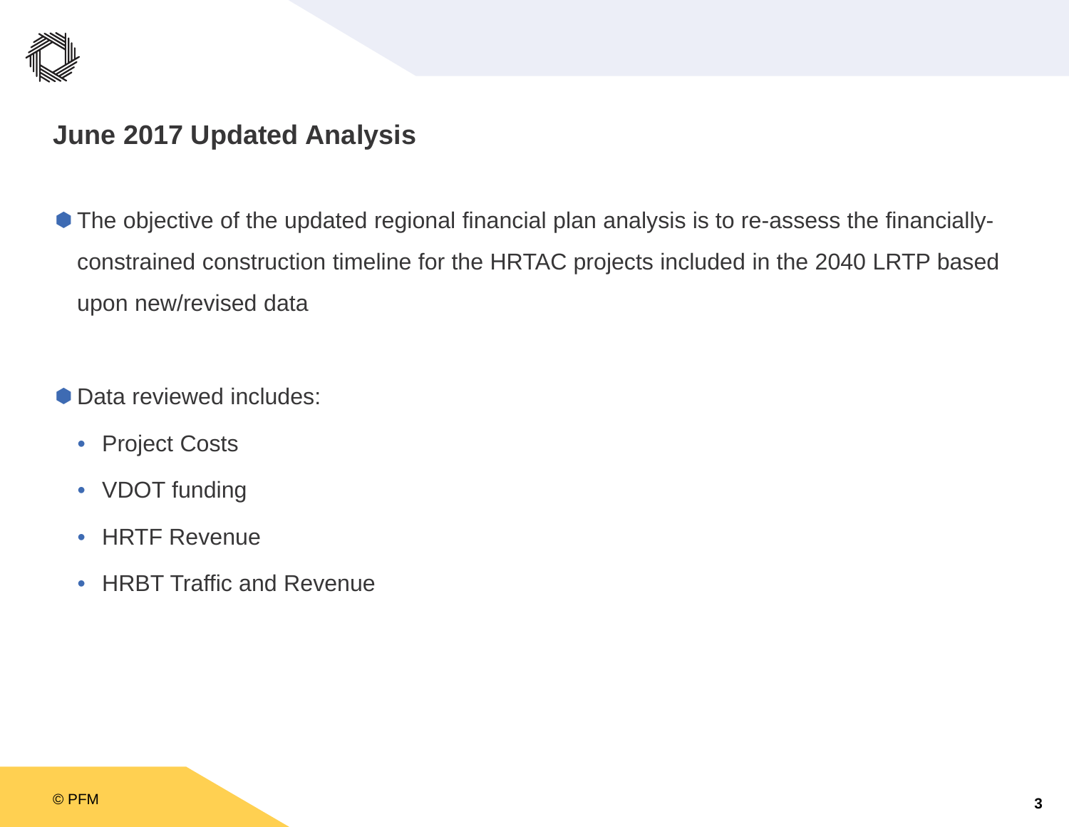## June 2017 Updated Analysis

- The objective of the updated regional financial plan analysis is to re-assess the financially-constrained construction timeline for the HRTAC projects included in the 2040 LRTP based upon new/revised data

- Data reviewed includes:
  - Project Costs
  - VDOT funding
  - HRTF Revenue
  - HRBT Traffic and Revenue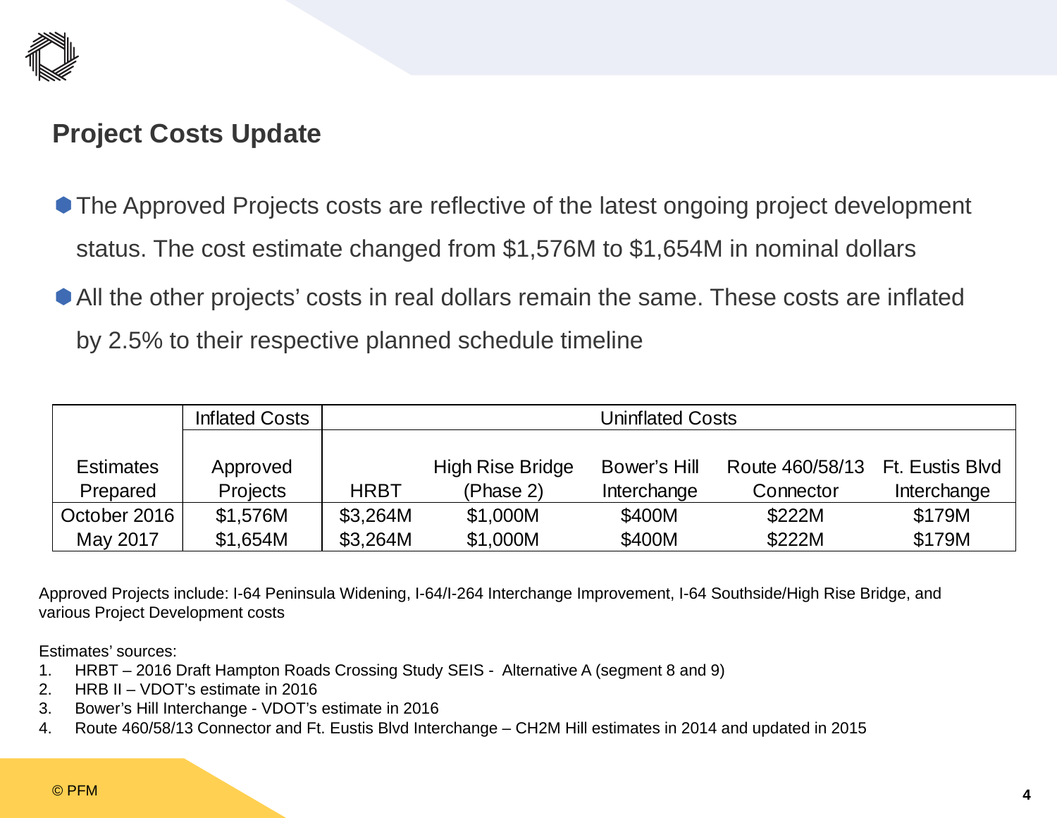## Project Costs Update

- The Approved Projects costs are reflective of the latest ongoing project development status. The cost estimate changed from $1,576M to $1,654M in nominal dollars
- All the other projects' costs in real dollars remain the same. These costs are inflated by 2.5% to their respective planned schedule timeline

| | Inflated Costs | Uninflated Costs | | | | |
|---|---|---|---|---|---|---|
| Estimates Prepared | Approved Projects | HRBT | High Rise Bridge (Phase 2) | Bower's Hill Interchange | Route 460/58/13 Connector | Ft. Eustis Blvd Interchange |
| October 2016 | $1,576M | $3,264M | $1,000M | $400M | $222M | $179M |
| May 2017 | $1,654M | $3,264M | $1,000M | $400M | $222M | $179M |

Approved Projects include: I-64 Peninsula Widening, I-64/I-264 Interchange Improvement, I-64 Southside/High Rise Bridge, and various Project Development costs

Estimates' sources:

1. HRBT – 2016 Draft Hampton Roads Crossing Study SEIS - Alternative A (segment 8 and 9)
2. HRB II – VDOT's estimate in 2016
3. Bower's Hill Interchange - VDOT's estimate in 2016
4. Route 460/58/13 Connector and Ft. Eustis Blvd Interchange – CH2M Hill estimates in 2014 and updated in 2015

© PFM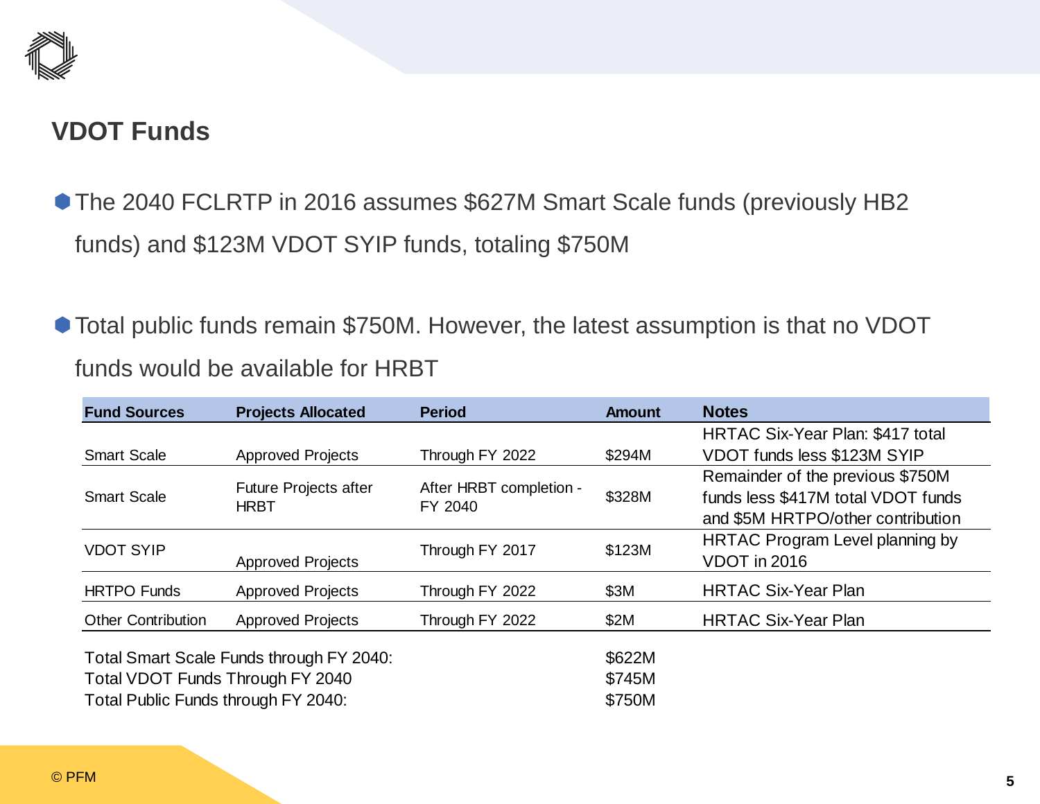## VDOT Funds

- The 2040 FCLRTP in 2016 assumes $627M Smart Scale funds (previously HB2 funds) and $123M VDOT SYIP funds, totaling $750M
- Total public funds remain $750M. However, the latest assumption is that no VDOT funds would be available for HRBT

| Fund Sources | Projects Allocated | Period | Amount | Notes |
|---|---|---|---|---|
| Smart Scale | Approved Projects | Through FY 2022 | $294M | HRTAC Six-Year Plan: $417 total VDOT funds less $123M SYIP |
| Smart Scale | Future Projects after HRBT | After HRBT completion - FY 2040 | $328M | Remainder of the previous $750M funds less $417M total VDOT funds and $5M HRTPO/other contribution |
| VDOT SYIP | Approved Projects | Through FY 2017 | $123M | HRTAC Program Level planning by VDOT in 2016 |
| HRTPO Funds | Approved Projects | Through FY 2022 | $3M | HRTAC Six-Year Plan |
| Other Contribution | Approved Projects | Through FY 2022 | $2M | HRTAC Six-Year Plan |
| Total Smart Scale Funds through FY 2040: | | | $622M | |
| Total VDOT Funds Through FY 2040 | | | $745M | |
| Total Public Funds through FY 2040: | | | $750M | |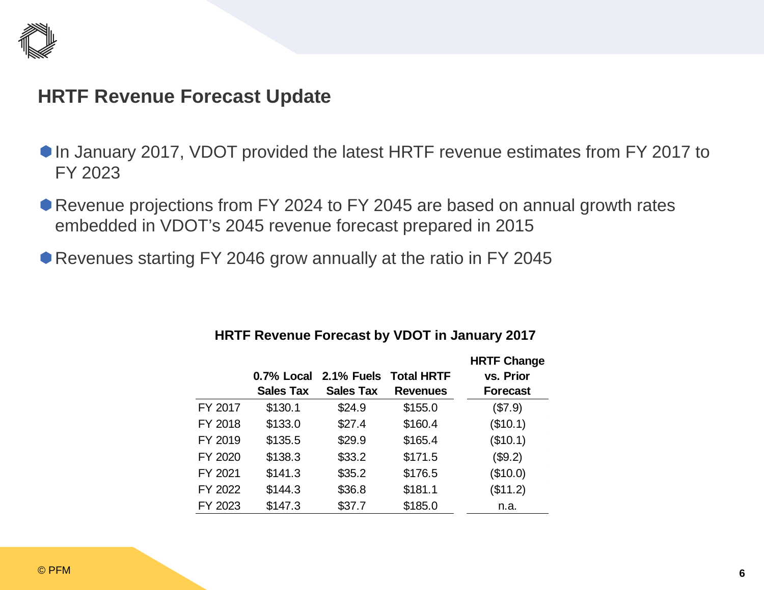## HRTF Revenue Forecast Update

- In January 2017, VDOT provided the latest HRTF revenue estimates from FY 2017 to FY 2023
- Revenue projections from FY 2024 to FY 2045 are based on annual growth rates embedded in VDOT's 2045 revenue forecast prepared in 2015
- Revenues starting FY 2046 grow annually at the ratio in FY 2045

**HRTF Revenue Forecast by VDOT in January 2017**

| | 0.7% Local Sales Tax | 2.1% Fuels Sales Tax | Total HRTF Revenues | HRTF Change vs. Prior Forecast |
|---|---|---|---|---|
| FY 2017 | $130.1 | $24.9 | $155.0 | ($7.9) |
| FY 2018 | $133.0 | $27.4 | $160.4 | ($10.1) |
| FY 2019 | $135.5 | $29.9 | $165.4 | ($10.1) |
| FY 2020 | $138.3 | $33.2 | $171.5 | ($9.2) |
| FY 2021 | $141.3 | $35.2 | $176.5 | ($10.0) |
| FY 2022 | $144.3 | $36.8 | $181.1 | ($11.2) |
| FY 2023 | $147.3 | $37.7 | $185.0 | n.a. |

© PFM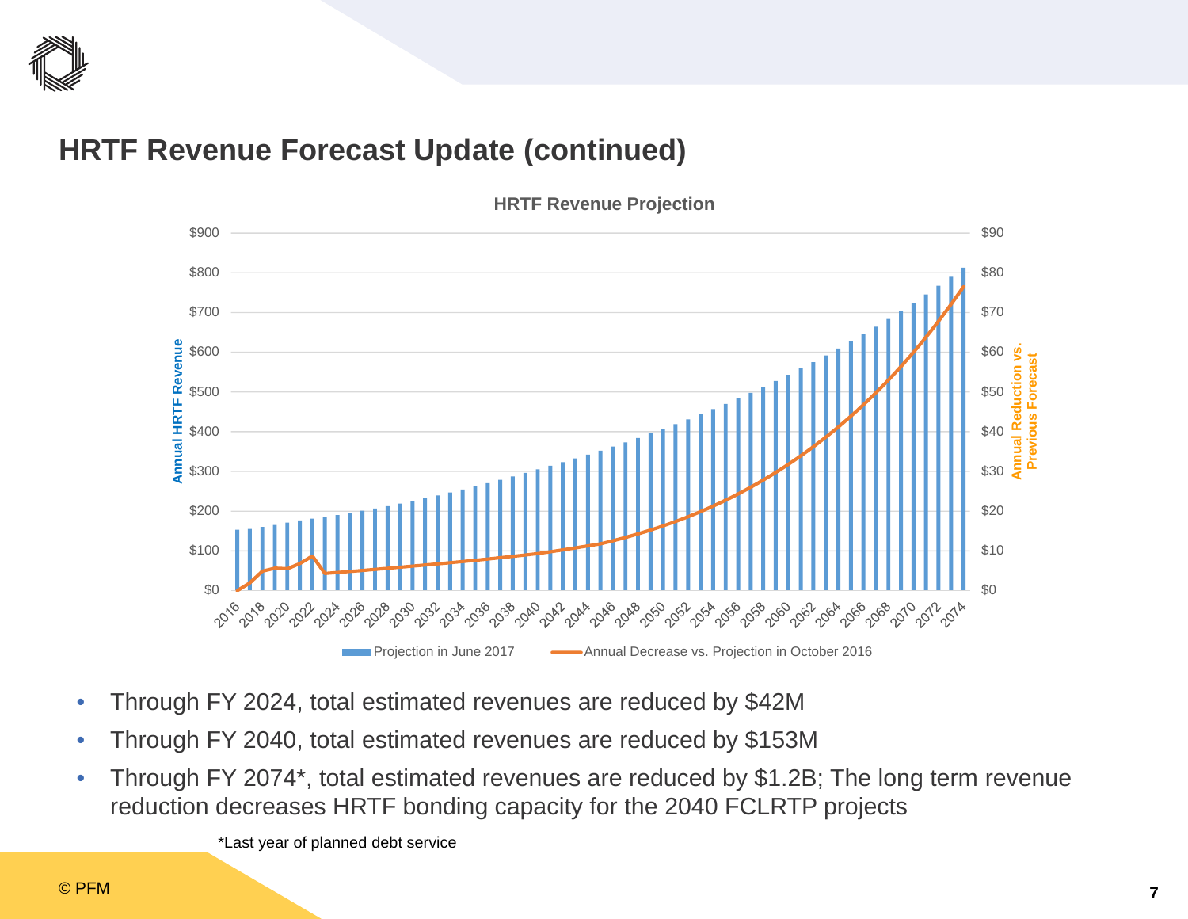## HRTF Revenue Forecast Update (continued)

- Through FY 2024, total estimated revenues are reduced by $42M
- Through FY 2040, total estimated revenues are reduced by $153M
- Through FY 2074*, total estimated revenues are reduced by $1.2B; The long term revenue reduction decreases HRTF bonding capacity for the 2040 FCLRTP projects

*Last year of planned debt service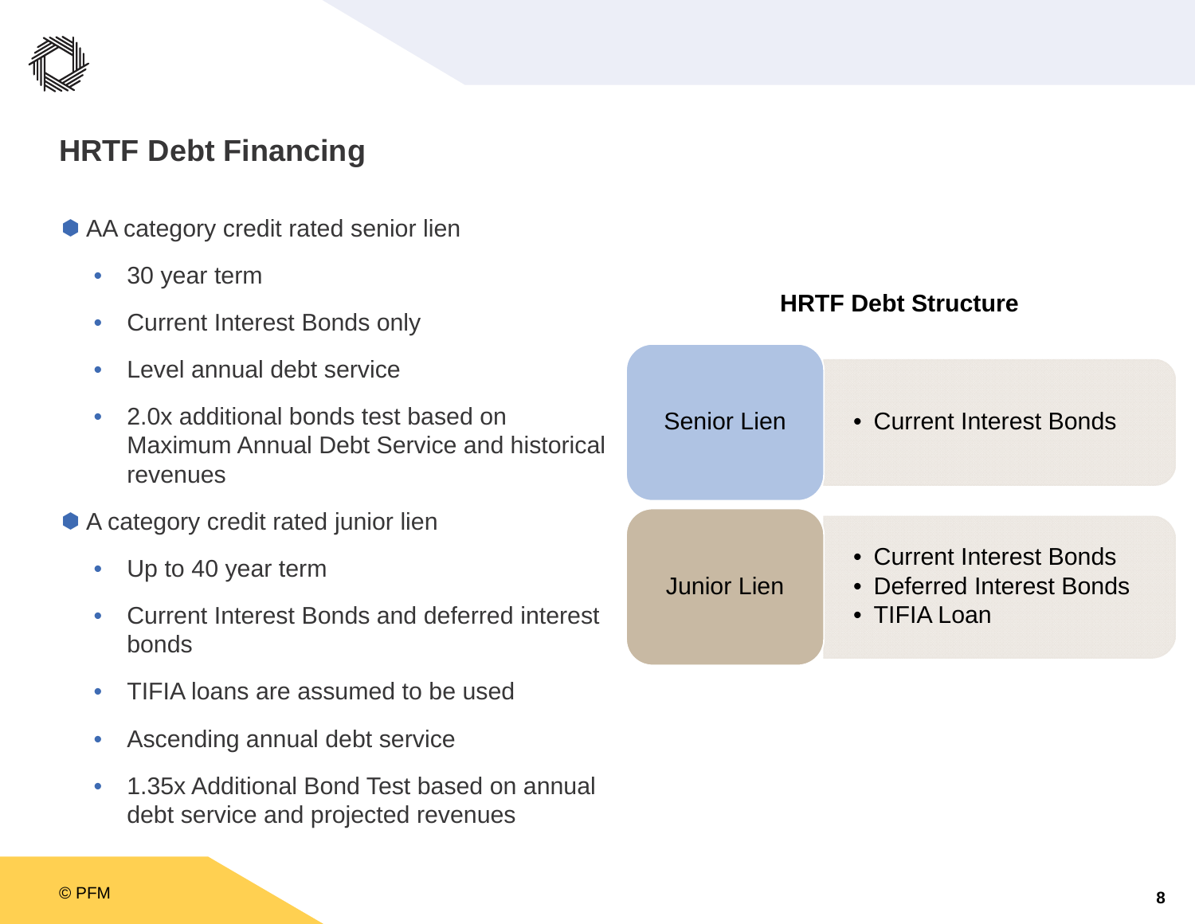# HRTF Debt Financing

- AA category credit rated senior lien
  - 30 year term
  - Current Interest Bonds only
  - Level annual debt service
  - 2.0x additional bonds test based on Maximum Annual Debt Service and historical revenues
- A category credit rated junior lien
  - Up to 40 year term
  - Current Interest Bonds and deferred interest bonds
  - TIFIA loans are assumed to be used
  - Ascending annual debt service
  - 1.35x Additional Bond Test based on annual debt service and projected revenues

**HRTF Debt Structure**

| Lien | Instruments |
|---|---|
| Senior Lien | • Current Interest Bonds |
| Junior Lien | • Current Interest Bonds<br>• Deferred Interest Bonds<br>• TIFIA Loan |

© PFM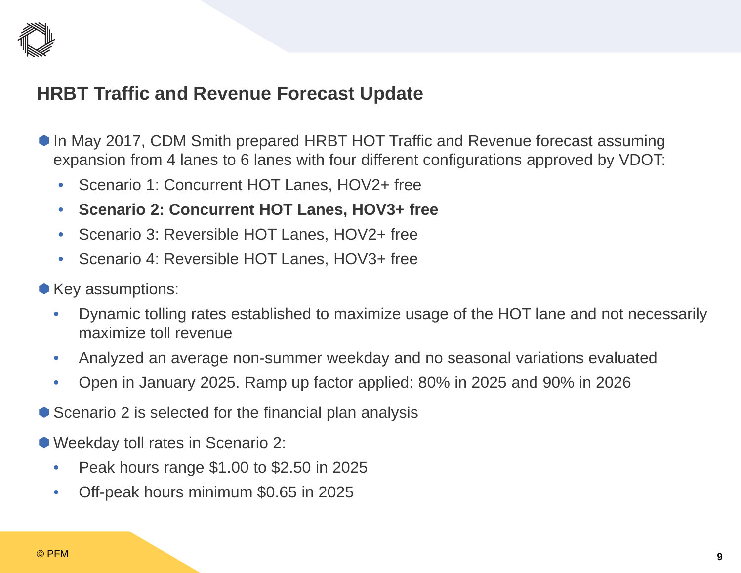## HRBT Traffic and Revenue Forecast Update

- In May 2017, CDM Smith prepared HRBT HOT Traffic and Revenue forecast assuming expansion from 4 lanes to 6 lanes with four different configurations approved by VDOT:
  - Scenario 1: Concurrent HOT Lanes, HOV2+ free
  - **Scenario 2: Concurrent HOT Lanes, HOV3+ free**
  - Scenario 3: Reversible HOT Lanes, HOV2+ free
  - Scenario 4: Reversible HOT Lanes, HOV3+ free
- Key assumptions:
  - Dynamic tolling rates established to maximize usage of the HOT lane and not necessarily maximize toll revenue
  - Analyzed an average non-summer weekday and no seasonal variations evaluated
  - Open in January 2025. Ramp up factor applied: 80% in 2025 and 90% in 2026
- Scenario 2 is selected for the financial plan analysis
- Weekday toll rates in Scenario 2:
  - Peak hours range $1.00 to $2.50 in 2025
  - Off-peak hours minimum $0.65 in 2025

© PFM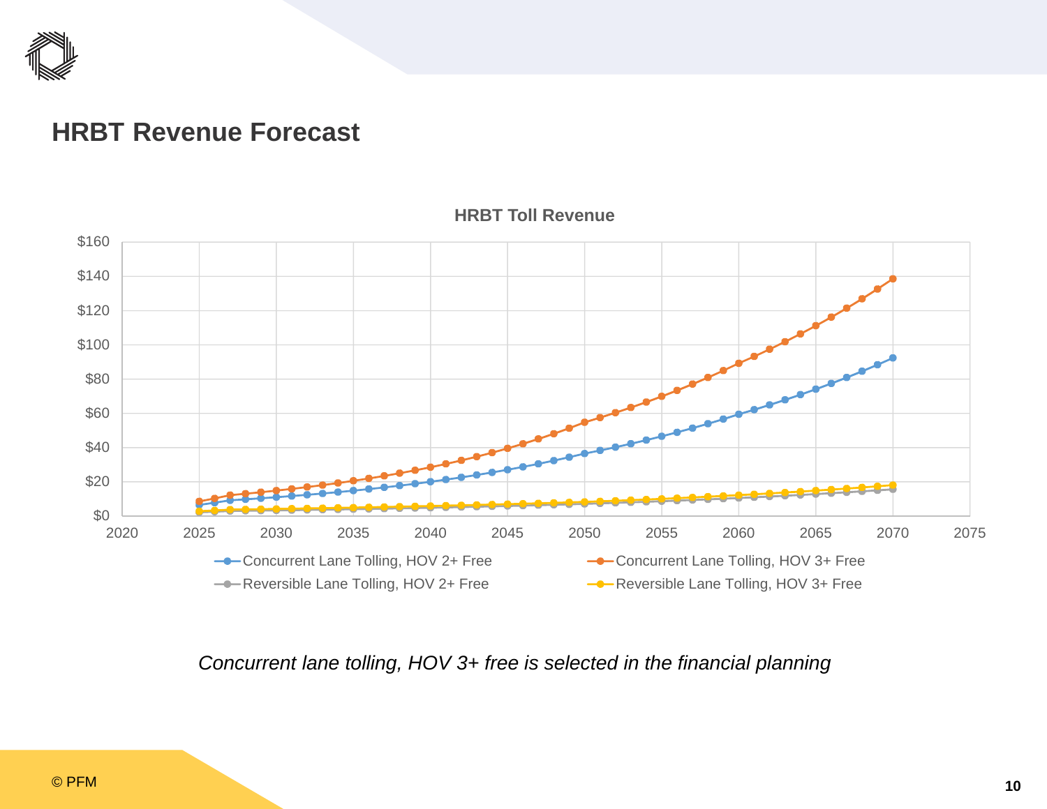# HRBT Revenue Forecast

HRBT Toll Revenue

*Concurrent lane tolling, HOV 3+ free is selected in the financial planning*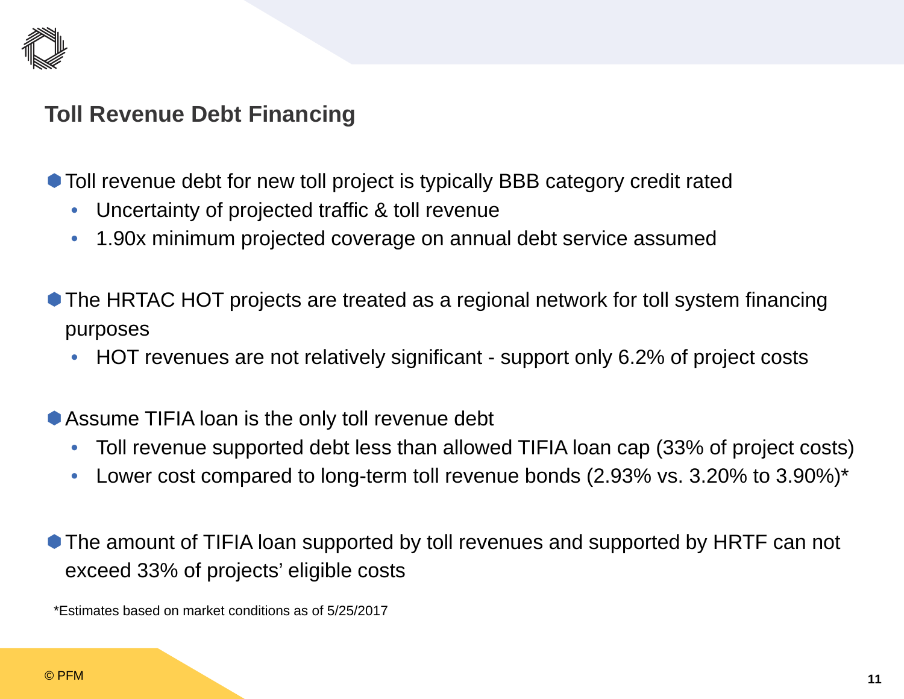## Toll Revenue Debt Financing

- Toll revenue debt for new toll project is typically BBB category credit rated
  - Uncertainty of projected traffic & toll revenue
  - 1.90x minimum projected coverage on annual debt service assumed

- The HRTAC HOT projects are treated as a regional network for toll system financing purposes
  - HOT revenues are not relatively significant - support only 6.2% of project costs

- Assume TIFIA loan is the only toll revenue debt
  - Toll revenue supported debt less than allowed TIFIA loan cap (33% of project costs)
  - Lower cost compared to long-term toll revenue bonds (2.93% vs. 3.20% to 3.90%)*

- The amount of TIFIA loan supported by toll revenues and supported by HRTF can not exceed 33% of projects' eligible costs

*Estimates based on market conditions as of 5/25/2017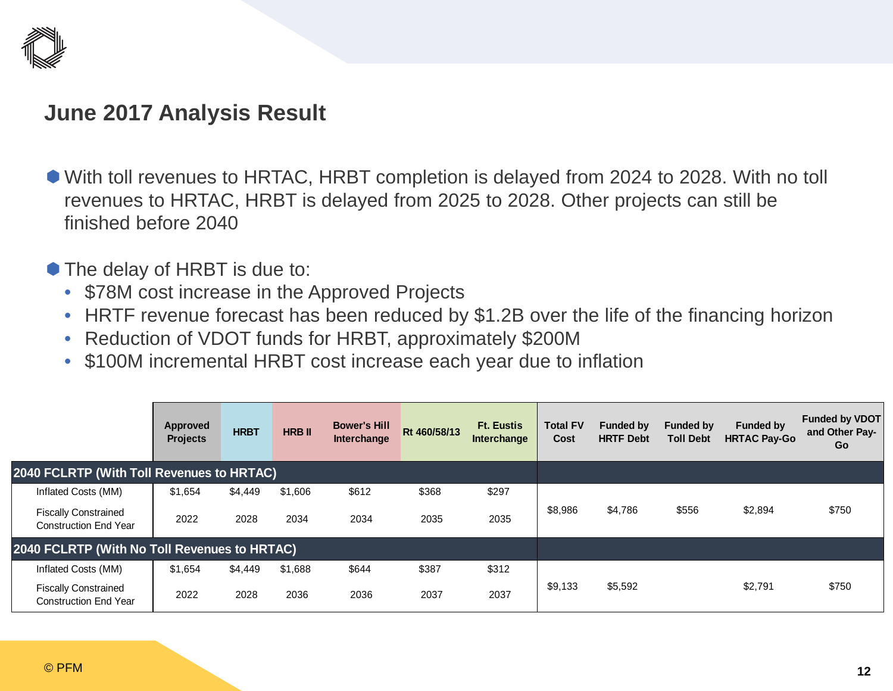# June 2017 Analysis Result

- With toll revenues to HRTAC, HRBT completion is delayed from 2024 to 2028. With no toll revenues to HRTAC, HRBT is delayed from 2025 to 2028. Other projects can still be finished before 2040

- The delay of HRBT is due to:
  - $78M cost increase in the Approved Projects
  - HRTF revenue forecast has been reduced by $1.2B over the life of the financing horizon
  - Reduction of VDOT funds for HRBT, approximately $200M
  - $100M incremental HRBT cost increase each year due to inflation

| | Approved Projects | HRBT | HRB II | Bower's Hill Interchange | Rt 460/58/13 | Ft. Eustis Interchange | Total FV Cost | Funded by HRTF Debt | Funded by Toll Debt | Funded by HRTAC Pay-Go | Funded by VDOT and Other Pay-Go |
|---|---|---|---|---|---|---|---|---|---|---|---|
| **2040 FCLRTP (With Toll Revenues to HRTAC)** | | | | | | | | | | | |
| Inflated Costs (MM) | $1,654 | $4,449 | $1,606 | $612 | $368 | $297 | $8,986 | $4,786 | $556 | $2,894 | $750 |
| Fiscally Constrained Construction End Year | 2022 | 2028 | 2034 | 2034 | 2035 | 2035 | | | | | |
| **2040 FCLRTP (With No Toll Revenues to HRTAC)** | | | | | | | | | | | |
| Inflated Costs (MM) | $1,654 | $4,449 | $1,688 | $644 | $387 | $312 | $9,133 | $5,592 | | $2,791 | $750 |
| Fiscally Constrained Construction End Year | 2022 | 2028 | 2036 | 2036 | 2037 | 2037 | | | | | |

© PFM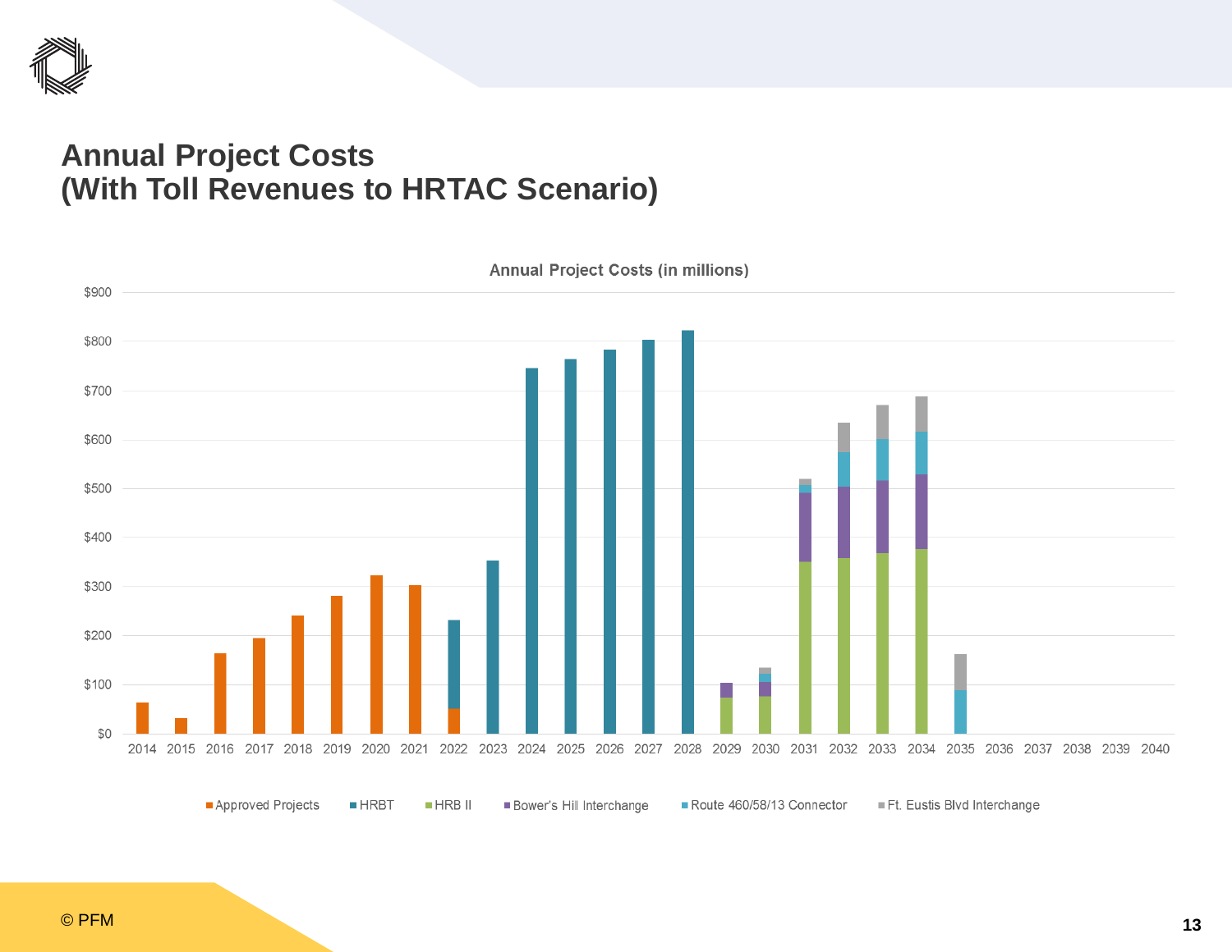# Annual Project Costs
# (With Toll Revenues to HRTAC Scenario)

Annual Project Costs (in millions)

$900
$800
$700
$600
$500
$400
$300
$200
$100
$0

2014 2015 2016 2017 2018 2019 2020 2021 2022 2023 2024 2025 2026 2027 2028 2029 2030 2031 2032 2033 2034 2035 2036 2037 2038 2039 2040

Approved Projects | HRBT | HRB II | Bower's Hill Interchange | Route 460/58/13 Connector | Ft. Eustis Blvd Interchange

© PFM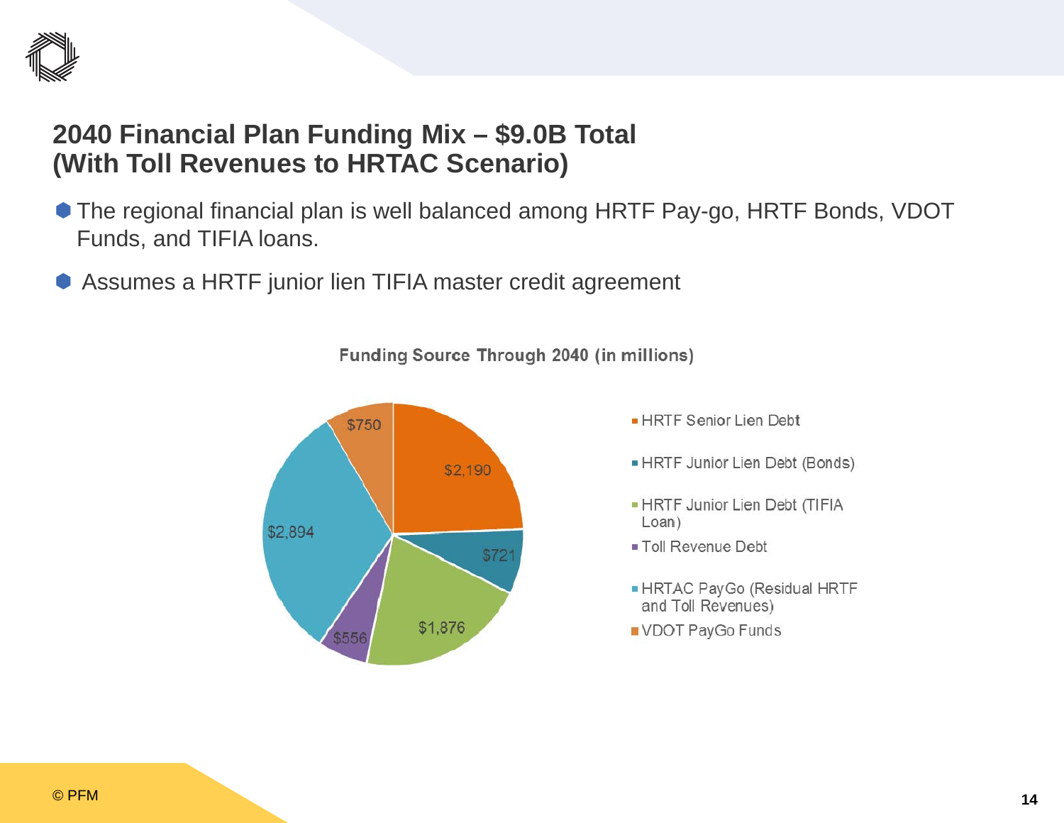## 2040 Financial Plan Funding Mix – $9.0B Total (With Toll Revenues to HRTAC Scenario)

- The regional financial plan is well balanced among HRTF Pay-go, HRTF Bonds, VDOT Funds, and TIFIA loans.
- Assumes a HRTF junior lien TIFIA master credit agreement

**Funding Source Through 2040 (in millions)**

| Funding Source | Amount |
|---|---|
| HRTF Senior Lien Debt | $2,190 |
| HRTF Junior Lien Debt (Bonds) | $721 |
| HRTF Junior Lien Debt (TIFIA Loan) | $1,876 |
| Toll Revenue Debt | $556 |
| HRTAC PayGo (Residual HRTF and Toll Revenues) | $2,894 |
| VDOT PayGo Funds | $750 |

© PFM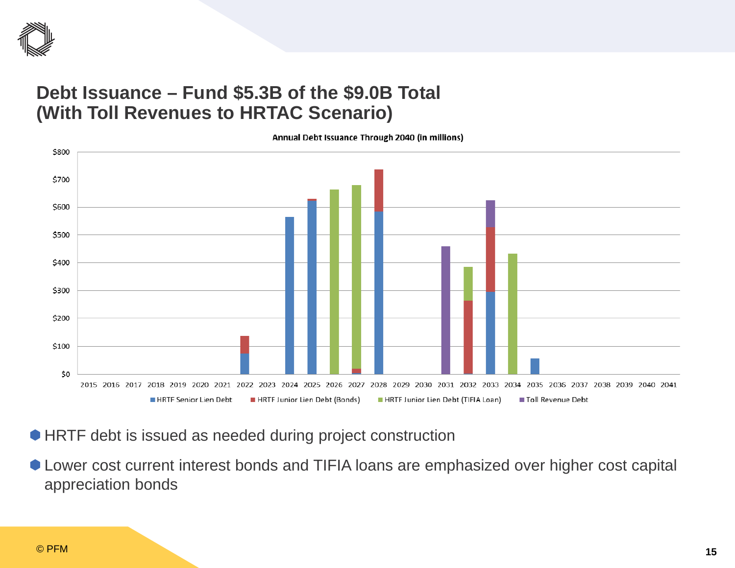# Debt Issuance – Fund $5.3B of the $9.0B Total (With Toll Revenues to HRTAC Scenario)

**Annual Debt Issuance Through 2040 (in millions)**

Legend: HRTF Senior Lien Debt | HRTF Junior Lien Debt (Bonds) | HRTF Junior Lien Debt (TIFIA Loan) | Toll Revenue Debt

- HRTF debt is issued as needed during project construction
- Lower cost current interest bonds and TIFIA loans are emphasized over higher cost capital appreciation bonds

© PFM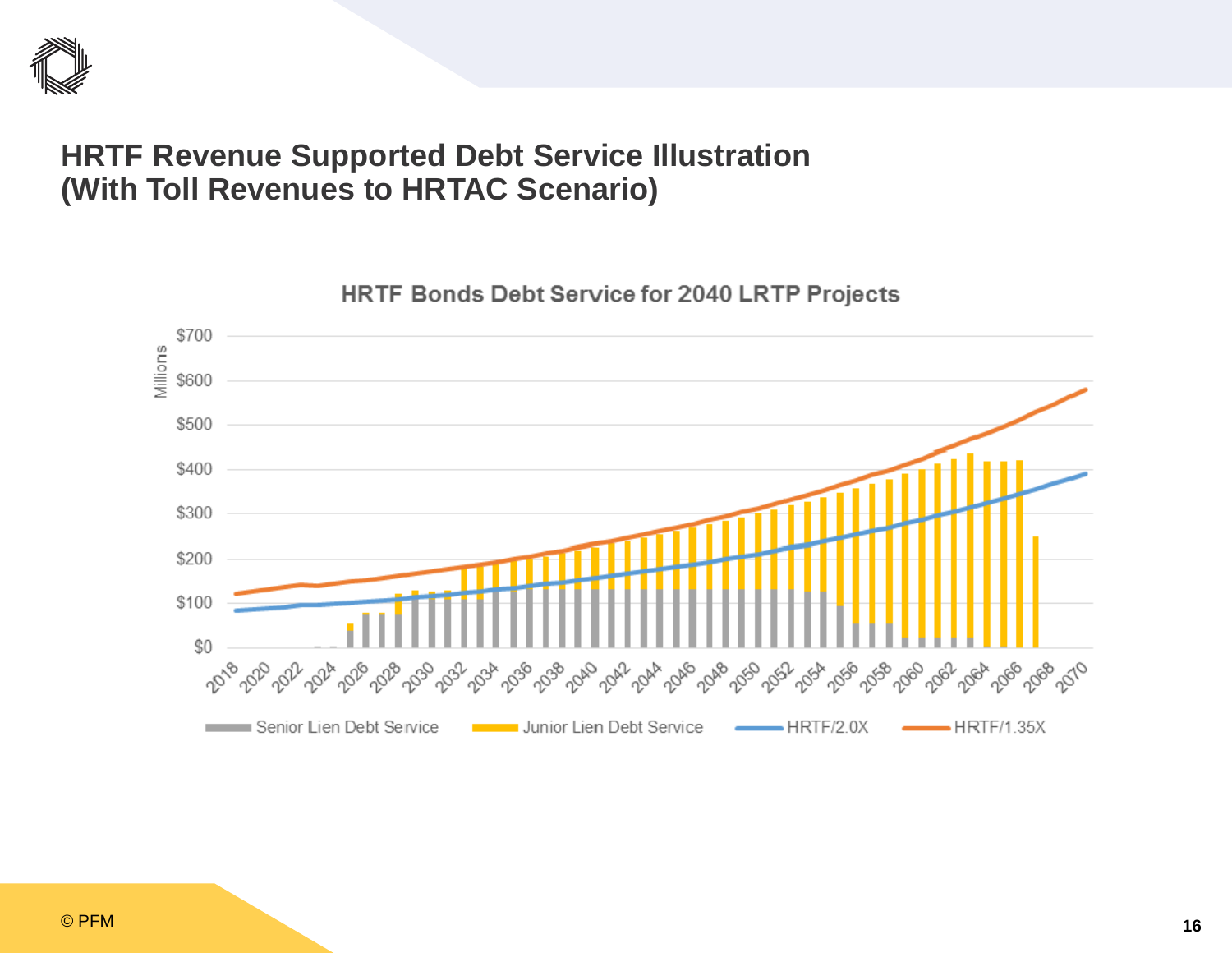# HRTF Revenue Supported Debt Service Illustration (With Toll Revenues to HRTAC Scenario)

HRTF Bonds Debt Service for 2040 LRTP Projects

Millions

$700
$600
$500
$400
$300
$200
$100
$0

2018 2020 2022 2024 2026 2028 2030 2032 2034 2036 2038 2040 2042 2044 2046 2048 2050 2052 2054 2056 2058 2060 2062 2064 2066 2068 2070

Senior Lien Debt Service | Junior Lien Debt Service | HRTF/2.0X | HRTF/1.35X

© PFM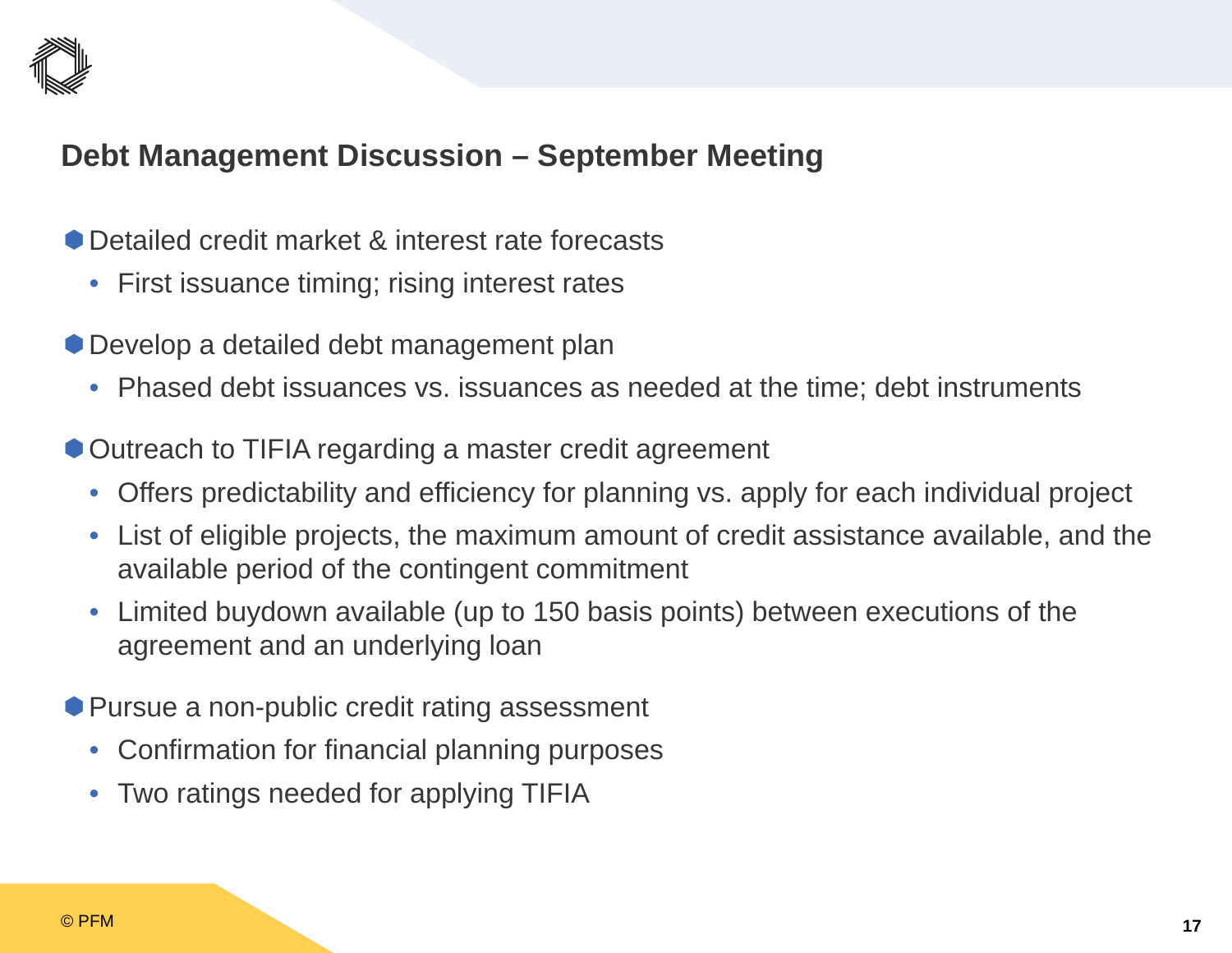# Debt Management Discussion – September Meeting

- Detailed credit market & interest rate forecasts
  - First issuance timing; rising interest rates
- Develop a detailed debt management plan
  - Phased debt issuances vs. issuances as needed at the time; debt instruments
- Outreach to TIFIA regarding a master credit agreement
  - Offers predictability and efficiency for planning vs. apply for each individual project
  - List of eligible projects, the maximum amount of credit assistance available, and the available period of the contingent commitment
  - Limited buydown available (up to 150 basis points) between executions of the agreement and an underlying loan
- Pursue a non-public credit rating assessment
  - Confirmation for financial planning purposes
  - Two ratings needed for applying TIFIA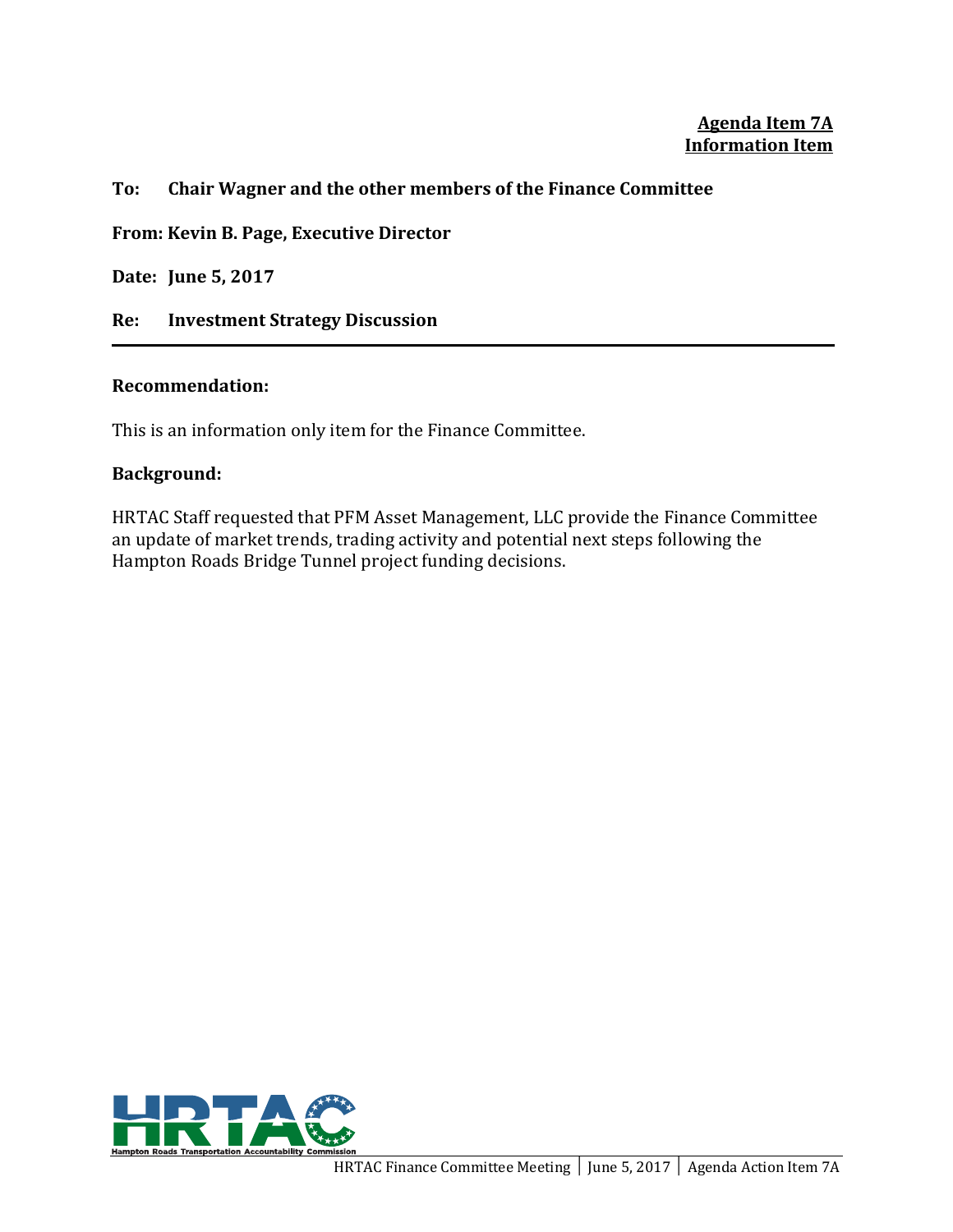**Agenda Item 7A**
**Information Item**

**To: Chair Wagner and the other members of the Finance Committee**

**From: Kevin B. Page, Executive Director**

**Date: June 5, 2017**

**Re: Investment Strategy Discussion**

---

**Recommendation:**

This is an information only item for the Finance Committee.

**Background:**

HRTAC Staff requested that PFM Asset Management, LLC provide the Finance Committee an update of market trends, trading activity and potential next steps following the Hampton Roads Bridge Tunnel project funding decisions.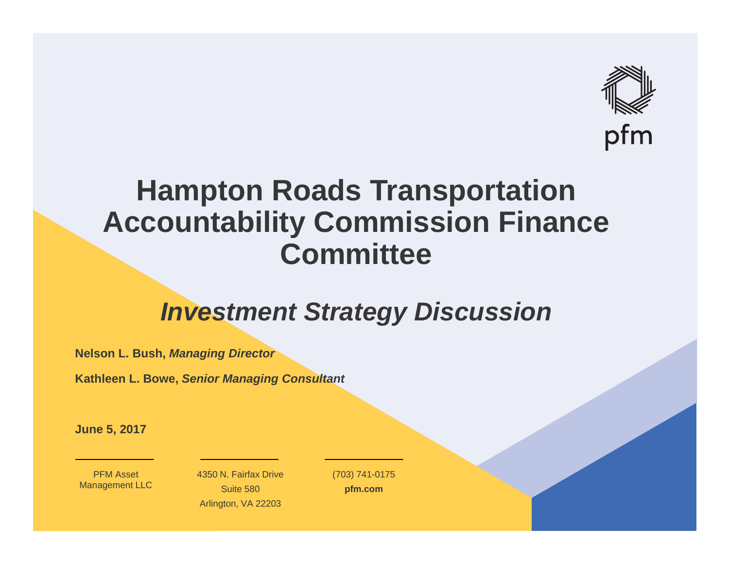# Hampton Roads Transportation Accountability Commission Finance Committee

## *Investment Strategy Discussion*

**Nelson L. Bush,** ***Managing Director***

**Kathleen L. Bowe,** ***Senior Managing Consultant***

**June 5, 2017**

PFM Asset Management LLC

4350 N. Fairfax Drive
Suite 580
Arlington, VA 22203

(703) 741-0175
**pfm.com**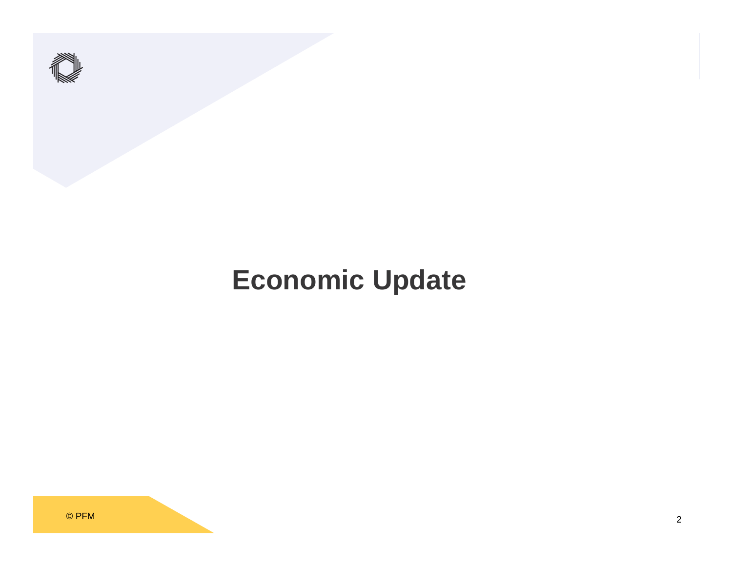# Economic Update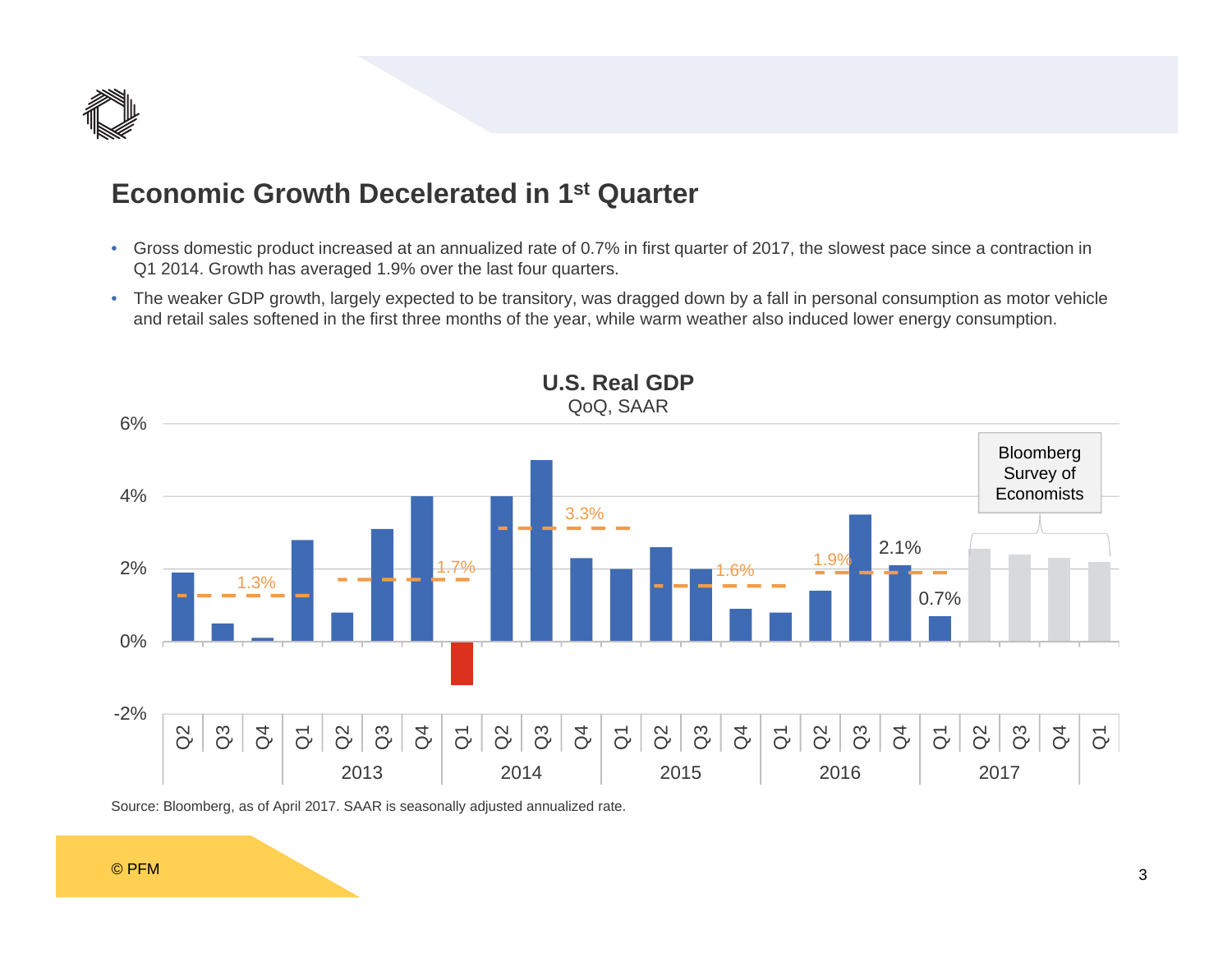## Economic Growth Decelerated in 1st Quarter

- Gross domestic product increased at an annualized rate of 0.7% in first quarter of 2017, the slowest pace since a contraction in Q1 2014. Growth has averaged 1.9% over the last four quarters.
- The weaker GDP growth, largely expected to be transitory, was dragged down by a fall in personal consumption as motor vehicle and retail sales softened in the first three months of the year, while warm weather also induced lower energy consumption.

**U.S. Real GDP**
QoQ, SAAR

Source: Bloomberg, as of April 2017. SAAR is seasonally adjusted annualized rate.

© PFM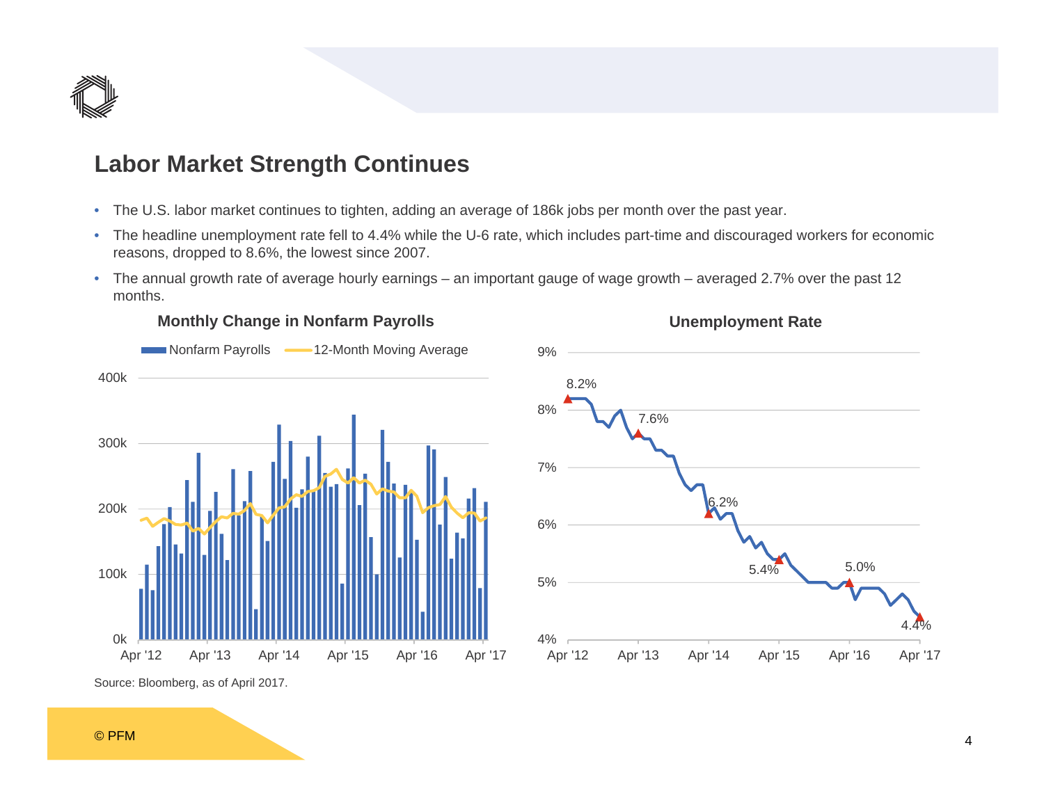## Labor Market Strength Continues

- The U.S. labor market continues to tighten, adding an average of 186k jobs per month over the past year.
- The headline unemployment rate fell to 4.4% while the U-6 rate, which includes part-time and discouraged workers for economic reasons, dropped to 8.6%, the lowest since 2007.
- The annual growth rate of average hourly earnings – an important gauge of wage growth – averaged 2.7% over the past 12 months.

**Monthly Change in Nonfarm Payrolls**

Nonfarm Payrolls | 12-Month Moving Average

400k, 300k, 200k, 100k, 0k

Apr '12, Apr '13, Apr '14, Apr '15, Apr '16, Apr '17

**Unemployment Rate**

9%, 8%, 7%, 6%, 5%, 4%

8.2%, 7.6%, 6.2%, 5.4%, 5.0%, 4.4%

Apr '12, Apr '13, Apr '14, Apr '15, Apr '16, Apr '17

Source: Bloomberg, as of April 2017.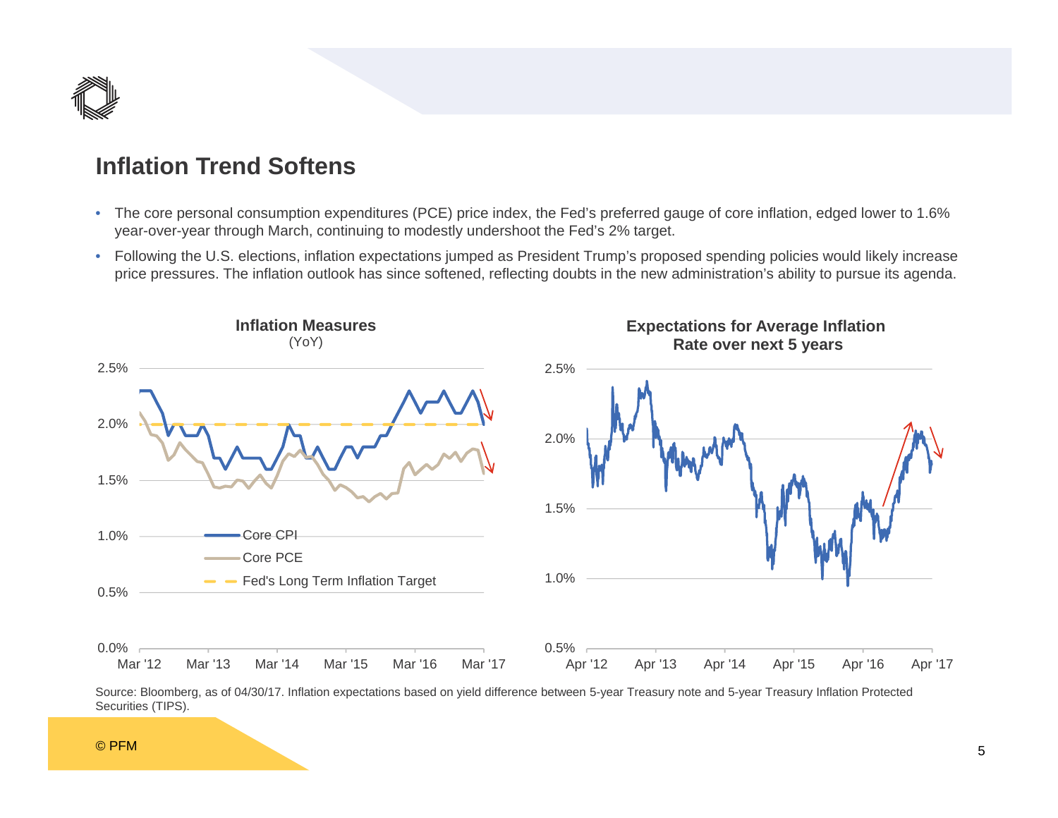## Inflation Trend Softens

- The core personal consumption expenditures (PCE) price index, the Fed's preferred gauge of core inflation, edged lower to 1.6% year-over-year through March, continuing to modestly undershoot the Fed's 2% target.
- Following the U.S. elections, inflation expectations jumped as President Trump's proposed spending policies would likely increase price pressures. The inflation outlook has since softened, reflecting doubts in the new administration's ability to pursue its agenda.

**Inflation Measures**
(YoY)

**Expectations for Average Inflation Rate over next 5 years**

Source: Bloomberg, as of 04/30/17. Inflation expectations based on yield difference between 5-year Treasury note and 5-year Treasury Inflation Protected Securities (TIPS).

© PFM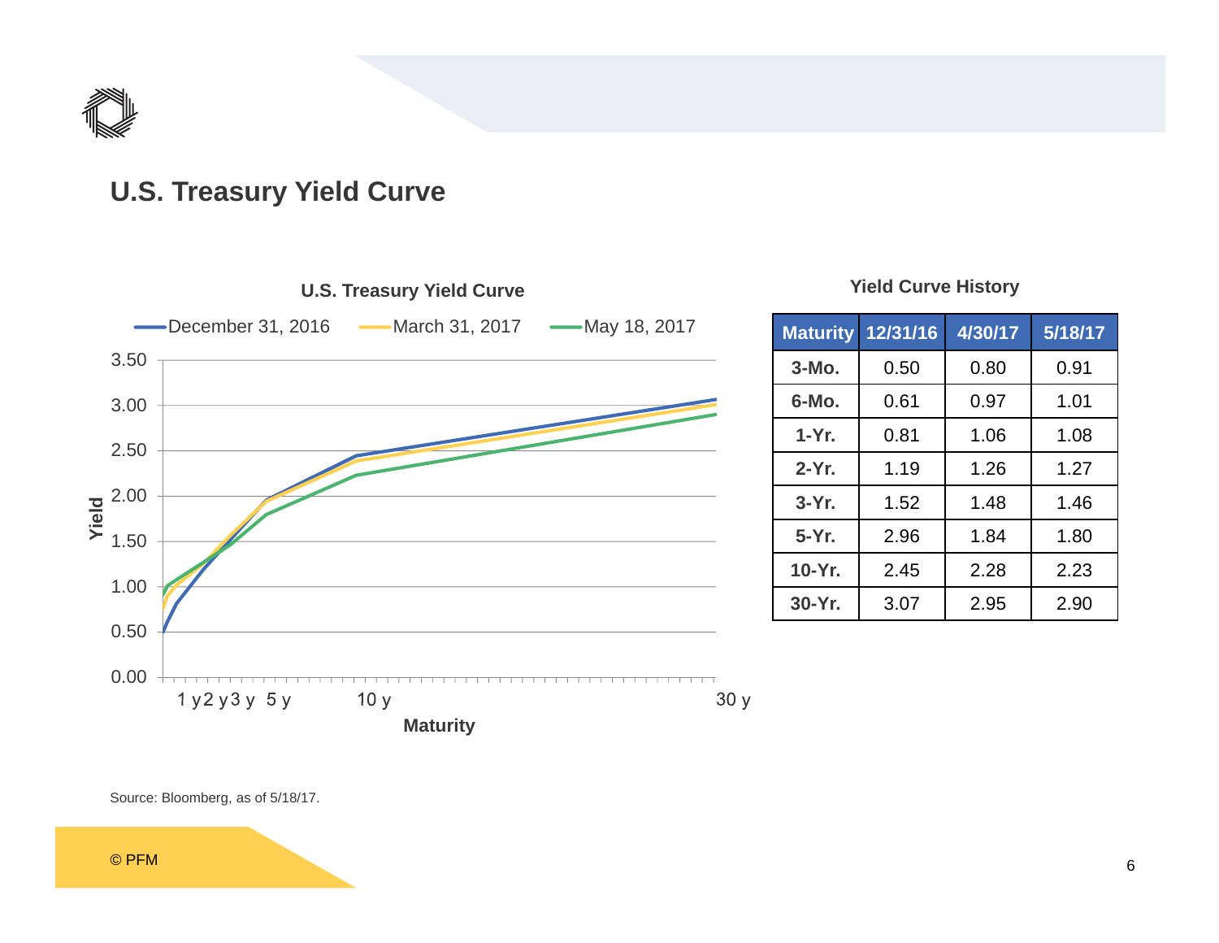# U.S. Treasury Yield Curve

**Yield Curve History**

| Maturity | 12/31/16 | 4/30/17 | 5/18/17 |
|---|---|---|---|
| 3-Mo. | 0.50 | 0.80 | 0.91 |
| 6-Mo. | 0.61 | 0.97 | 1.01 |
| 1-Yr. | 0.81 | 1.06 | 1.08 |
| 2-Yr. | 1.19 | 1.26 | 1.27 |
| 3-Yr. | 1.52 | 1.48 | 1.46 |
| 5-Yr. | 2.96 | 1.84 | 1.80 |
| 10-Yr. | 2.45 | 2.28 | 2.23 |
| 30-Yr. | 3.07 | 2.95 | 2.90 |

Source: Bloomberg, as of 5/18/17.

© PFM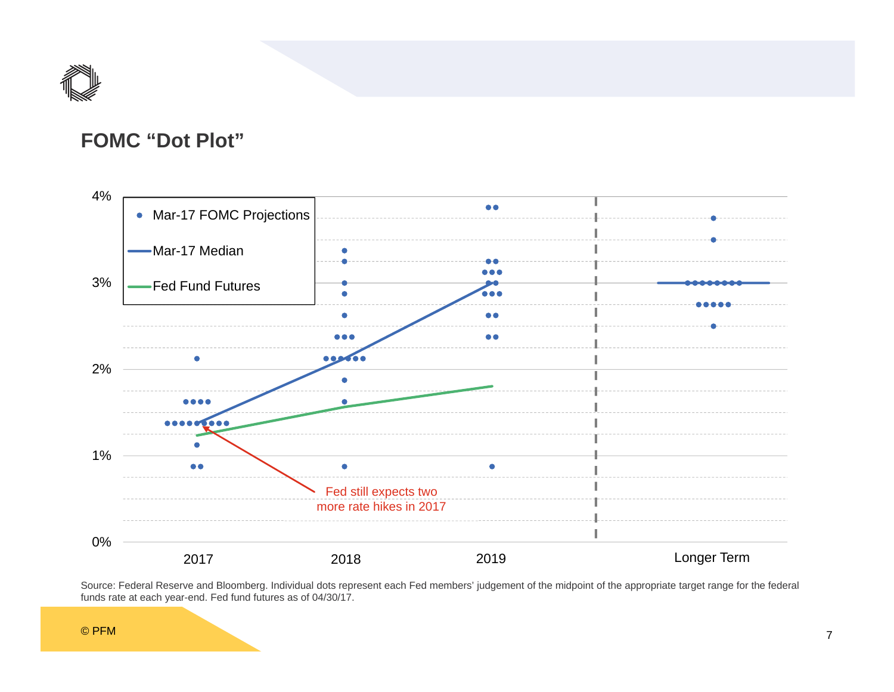## FOMC "Dot Plot"

4%

3%

2%

1%

0%

- Mar-17 FOMC Projections
- Mar-17 Median
- Fed Fund Futures

Fed still expects two more rate hikes in 2017

2017 | 2018 | 2019 | Longer Term

Source: Federal Reserve and Bloomberg. Individual dots represent each Fed members' judgement of the midpoint of the appropriate target range for the federal funds rate at each year-end. Fed fund futures as of 04/30/17.

© PFM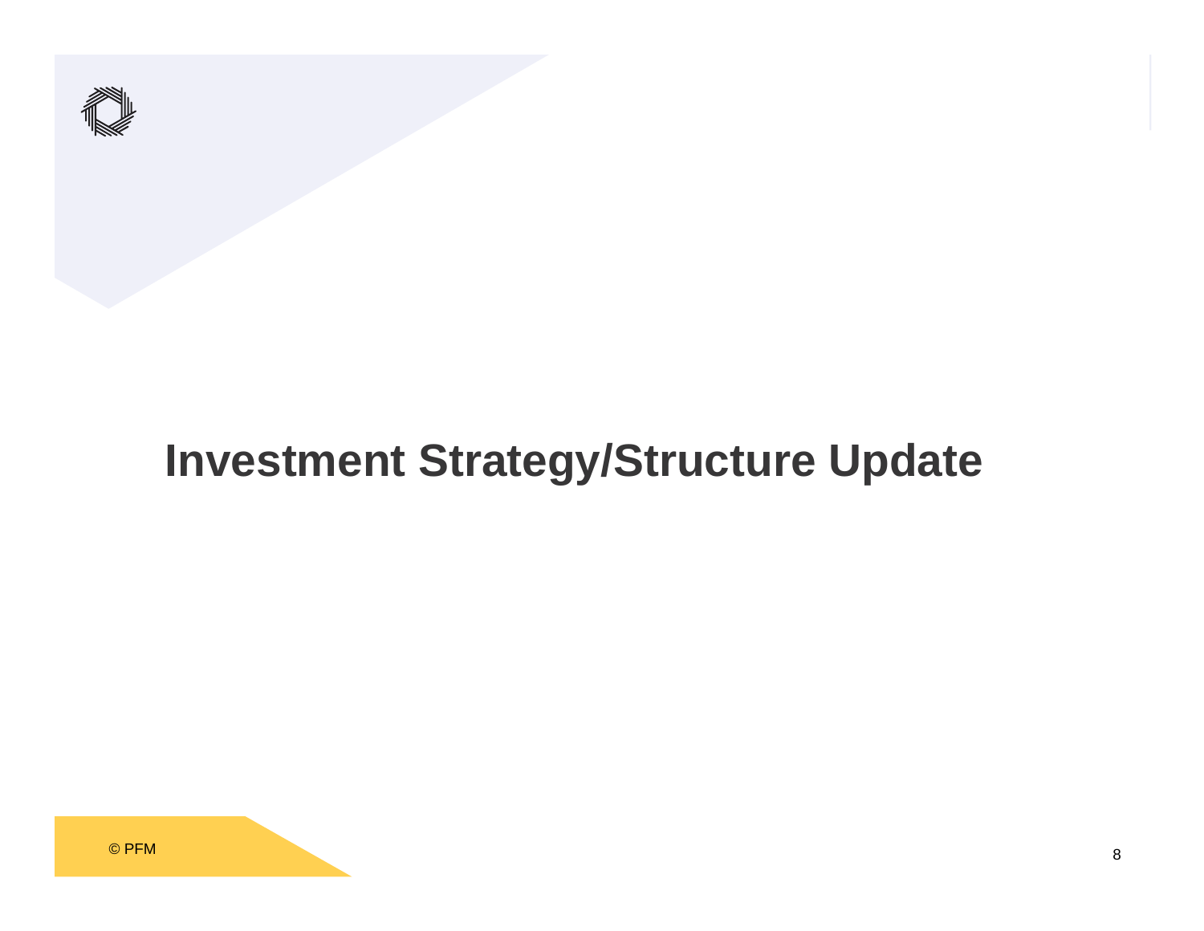# Investment Strategy/Structure Update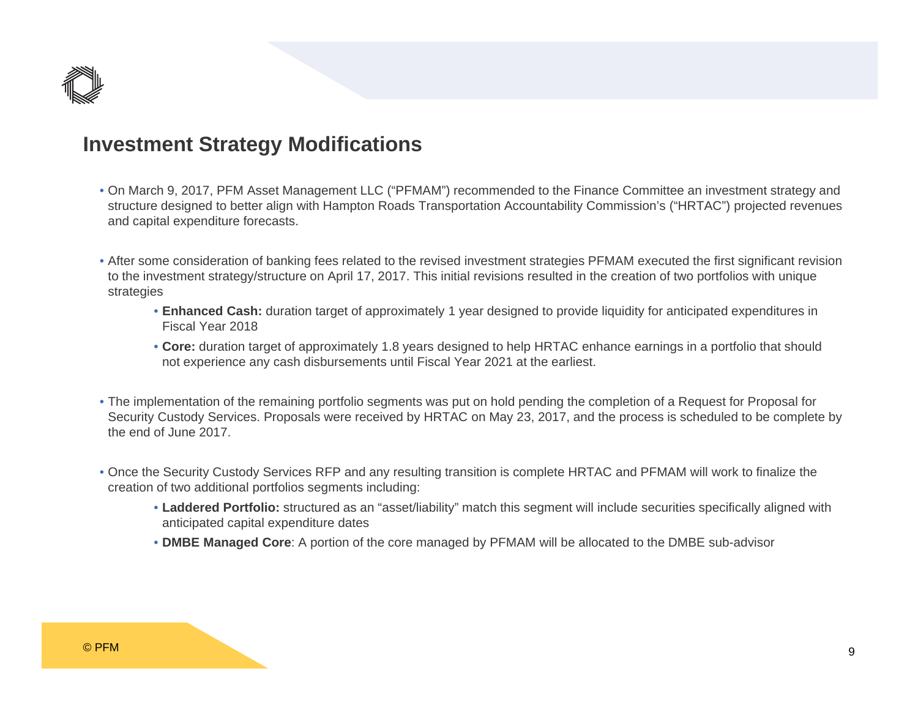# Investment Strategy Modifications

- On March 9, 2017, PFM Asset Management LLC ("PFMAM") recommended to the Finance Committee an investment strategy and structure designed to better align with Hampton Roads Transportation Accountability Commission's ("HRTAC") projected revenues and capital expenditure forecasts.

- After some consideration of banking fees related to the revised investment strategies PFMAM executed the first significant revision to the investment strategy/structure on April 17, 2017. This initial revisions resulted in the creation of two portfolios with unique strategies
  - **Enhanced Cash:** duration target of approximately 1 year designed to provide liquidity for anticipated expenditures in Fiscal Year 2018
  - **Core:** duration target of approximately 1.8 years designed to help HRTAC enhance earnings in a portfolio that should not experience any cash disbursements until Fiscal Year 2021 at the earliest.

- The implementation of the remaining portfolio segments was put on hold pending the completion of a Request for Proposal for Security Custody Services. Proposals were received by HRTAC on May 23, 2017, and the process is scheduled to be complete by the end of June 2017.

- Once the Security Custody Services RFP and any resulting transition is complete HRTAC and PFMAM will work to finalize the creation of two additional portfolios segments including:
  - **Laddered Portfolio:** structured as an "asset/liability" match this segment will include securities specifically aligned with anticipated capital expenditure dates
  - **DMBE Managed Core**: A portion of the core managed by PFMAM will be allocated to the DMBE sub-advisor

© PFM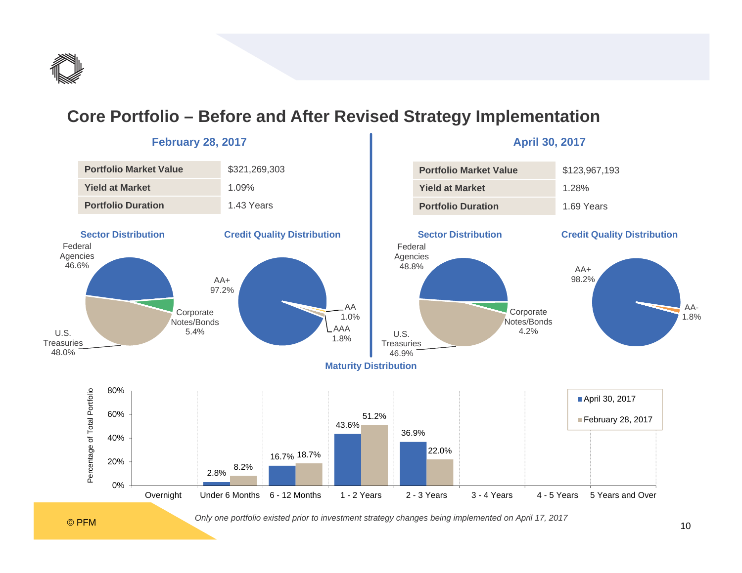# Core Portfolio – Before and After Revised Strategy Implementation

## February 28, 2017

| Portfolio Market Value | $321,269,303 |
|---|---|
| Yield at Market | 1.09% |
| Portfolio Duration | 1.43 Years |

### Sector Distribution

- Federal Agencies 46.6%
- Corporate Notes/Bonds 5.4%
- U.S. Treasuries 48.0%

### Credit Quality Distribution

- AA+ 97.2%
- AA 1.0%
- AAA 1.8%

## April 30, 2017

| Portfolio Market Value | $123,967,193 |
|---|---|
| Yield at Market | 1.28% |
| Portfolio Duration | 1.69 Years |

### Sector Distribution

- Federal Agencies 48.8%
- Corporate Notes/Bonds 4.2%
- U.S. Treasuries 46.9%

### Credit Quality Distribution

- AA+ 98.2%
- AA- 1.8%

## Maturity Distribution

| Maturity | April 30, 2017 | February 28, 2017 |
|---|---|---|
| Overnight | | |
| Under 6 Months | 2.8% | 8.2% |
| 6 - 12 Months | 16.7% | 18.7% |
| 1 - 2 Years | 43.6% | 51.2% |
| 2 - 3 Years | 36.9% | 22.0% |
| 3 - 4 Years | | |
| 4 - 5 Years | | |
| 5 Years and Over | | |

*Only one portfolio existed prior to investment strategy changes being implemented on April 17, 2017*

© PFM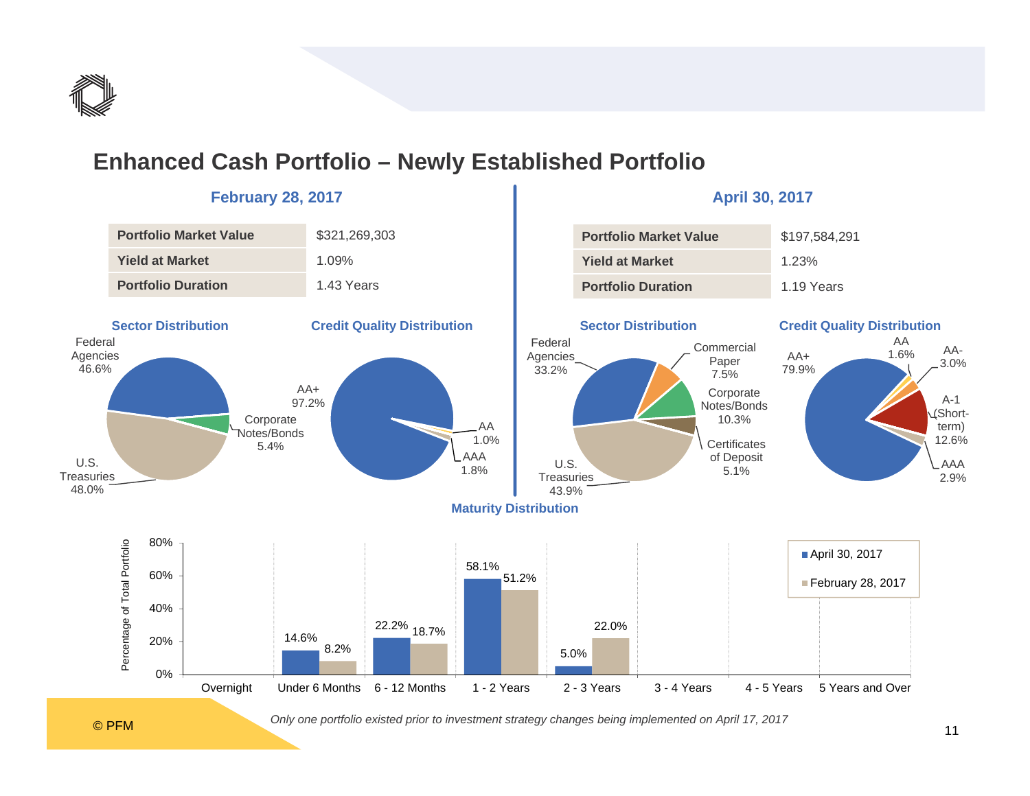# Enhanced Cash Portfolio – Newly Established Portfolio

## February 28, 2017

| Portfolio Market Value | $321,269,303 |
| --- | --- |
| Yield at Market | 1.09% |
| Portfolio Duration | 1.43 Years |

### Sector Distribution

- Federal Agencies 46.6%
- Corporate Notes/Bonds 5.4%
- U.S. Treasuries 48.0%

### Credit Quality Distribution

- AA+ 97.2%
- AA 1.0%
- AAA 1.8%

## April 30, 2017

| Portfolio Market Value | $197,584,291 |
| --- | --- |
| Yield at Market | 1.23% |
| Portfolio Duration | 1.19 Years |

### Sector Distribution

- Federal Agencies 33.2%
- Commercial Paper 7.5%
- Corporate Notes/Bonds 10.3%
- Certificates of Deposit 5.1%
- U.S. Treasuries 43.9%

### Credit Quality Distribution

- AA+ 79.9%
- AA 1.6%
- AA- 3.0%
- A-1 (Short-term) 12.6%
- AAA 2.9%

## Maturity Distribution

| Maturity | April 30, 2017 | February 28, 2017 |
| --- | --- | --- |
| Overnight | | |
| Under 6 Months | 14.6% | 8.2% |
| 6 - 12 Months | 22.2% | 18.7% |
| 1 - 2 Years | 58.1% | 51.2% |
| 2 - 3 Years | 5.0% | 22.0% |
| 3 - 4 Years | | |
| 4 - 5 Years | | |
| 5 Years and Over | | |

*Only one portfolio existed prior to investment strategy changes being implemented on April 17, 2017*

© PFM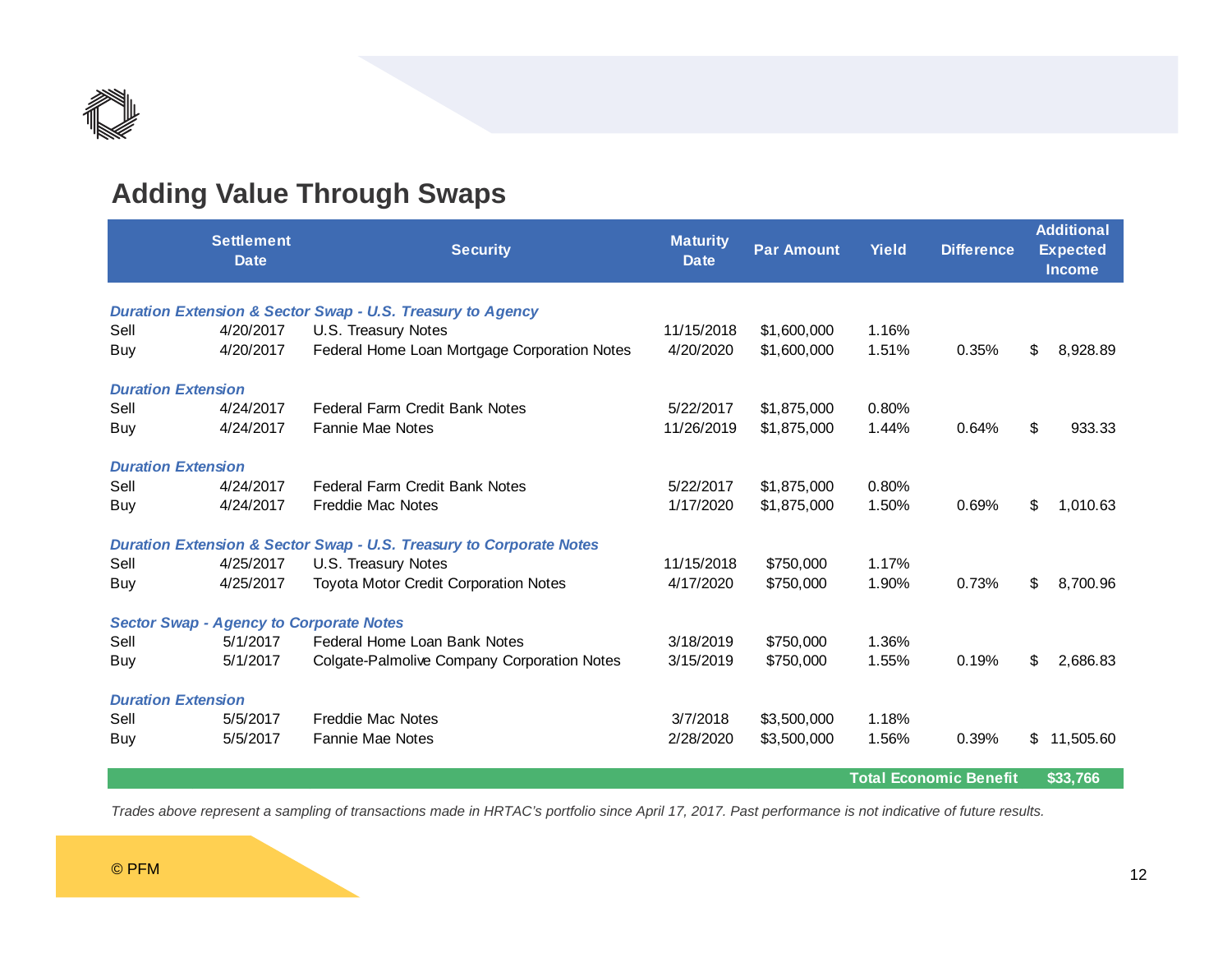## Adding Value Through Swaps

| | Settlement Date | Security | Maturity Date | Par Amount | Yield | Difference | Additional Expected Income |
|---|---|---|---|---|---|---|---|
| ***Duration Extension & Sector Swap - U.S. Treasury to Agency*** | | | | | | | |
| Sell | 4/20/2017 | U.S. Treasury Notes | 11/15/2018 | $1,600,000 | 1.16% | | |
| Buy | 4/20/2017 | Federal Home Loan Mortgage Corporation Notes | 4/20/2020 | $1,600,000 | 1.51% | 0.35% | $ 8,928.89 |
| ***Duration Extension*** | | | | | | | |
| Sell | 4/24/2017 | Federal Farm Credit Bank Notes | 5/22/2017 | $1,875,000 | 0.80% | | |
| Buy | 4/24/2017 | Fannie Mae Notes | 11/26/2019 | $1,875,000 | 1.44% | 0.64% | $ 933.33 |
| ***Duration Extension*** | | | | | | | |
| Sell | 4/24/2017 | Federal Farm Credit Bank Notes | 5/22/2017 | $1,875,000 | 0.80% | | |
| Buy | 4/24/2017 | Freddie Mac Notes | 1/17/2020 | $1,875,000 | 1.50% | 0.69% | $ 1,010.63 |
| ***Duration Extension & Sector Swap - U.S. Treasury to Corporate Notes*** | | | | | | | |
| Sell | 4/25/2017 | U.S. Treasury Notes | 11/15/2018 | $750,000 | 1.17% | | |
| Buy | 4/25/2017 | Toyota Motor Credit Corporation Notes | 4/17/2020 | $750,000 | 1.90% | 0.73% | $ 8,700.96 |
| ***Sector Swap - Agency to Corporate Notes*** | | | | | | | |
| Sell | 5/1/2017 | Federal Home Loan Bank Notes | 3/18/2019 | $750,000 | 1.36% | | |
| Buy | 5/1/2017 | Colgate-Palmolive Company Corporation Notes | 3/15/2019 | $750,000 | 1.55% | 0.19% | $ 2,686.83 |
| ***Duration Extension*** | | | | | | | |
| Sell | 5/5/2017 | Freddie Mac Notes | 3/7/2018 | $3,500,000 | 1.18% | | |
| Buy | 5/5/2017 | Fannie Mae Notes | 2/28/2020 | $3,500,000 | 1.56% | 0.39% | $ 11,505.60 |
| | | | | | | **Total Economic Benefit** | **$33,766** |

*Trades above represent a sampling of transactions made in HRTAC's portfolio since April 17, 2017. Past performance is not indicative of future results.*

© PFM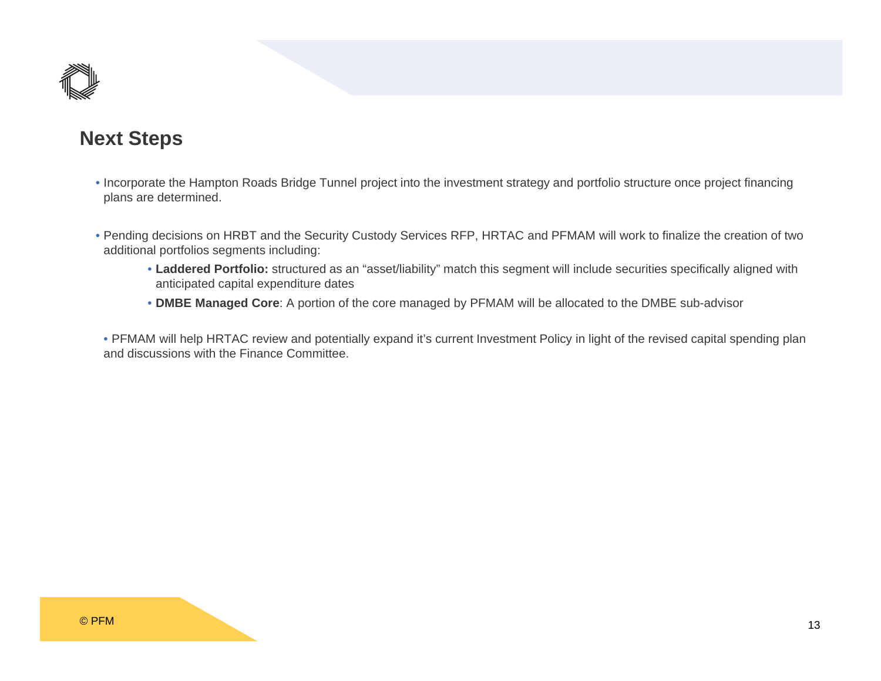## Next Steps

- Incorporate the Hampton Roads Bridge Tunnel project into the investment strategy and portfolio structure once project financing plans are determined.

- Pending decisions on HRBT and the Security Custody Services RFP, HRTAC and PFMAM will work to finalize the creation of two additional portfolios segments including:
    - **Laddered Portfolio:** structured as an "asset/liability" match this segment will include securities specifically aligned with anticipated capital expenditure dates
    - **DMBE Managed Core**: A portion of the core managed by PFMAM will be allocated to the DMBE sub-advisor

- PFMAM will help HRTAC review and potentially expand it's current Investment Policy in light of the revised capital spending plan and discussions with the Finance Committee.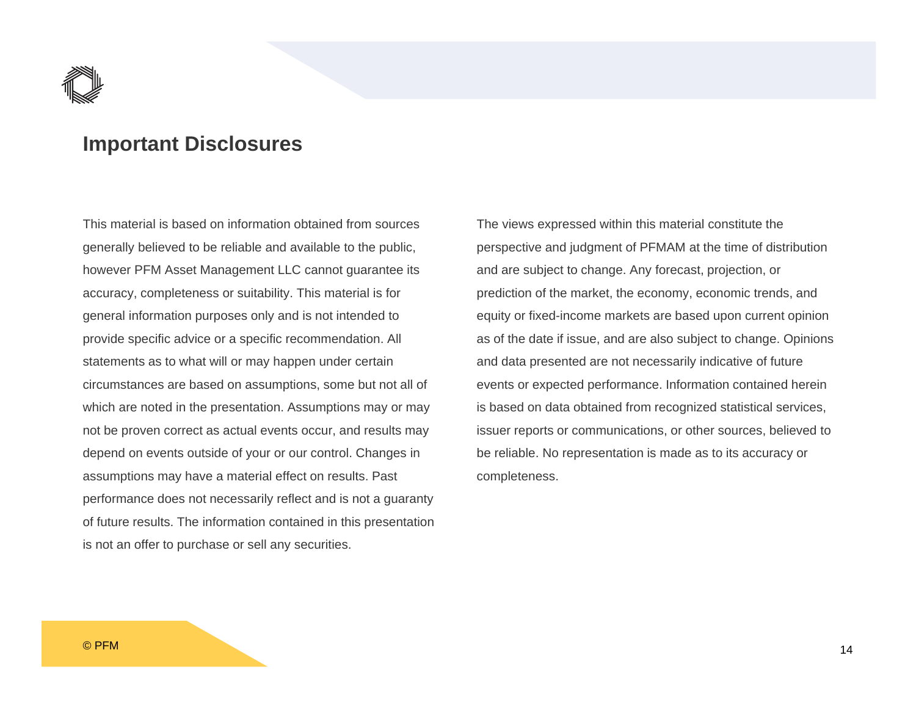## Important Disclosures

This material is based on information obtained from sources generally believed to be reliable and available to the public, however PFM Asset Management LLC cannot guarantee its accuracy, completeness or suitability. This material is for general information purposes only and is not intended to provide specific advice or a specific recommendation. All statements as to what will or may happen under certain circumstances are based on assumptions, some but not all of which are noted in the presentation. Assumptions may or may not be proven correct as actual events occur, and results may depend on events outside of your or our control. Changes in assumptions may have a material effect on results. Past performance does not necessarily reflect and is not a guaranty of future results. The information contained in this presentation is not an offer to purchase or sell any securities.

The views expressed within this material constitute the perspective and judgment of PFMAM at the time of distribution and are subject to change. Any forecast, projection, or prediction of the market, the economy, economic trends, and equity or fixed-income markets are based upon current opinion as of the date if issue, and are also subject to change. Opinions and data presented are not necessarily indicative of future events or expected performance. Information contained herein is based on data obtained from recognized statistical services, issuer reports or communications, or other sources, believed to be reliable. No representation is made as to its accuracy or completeness.

© PFM